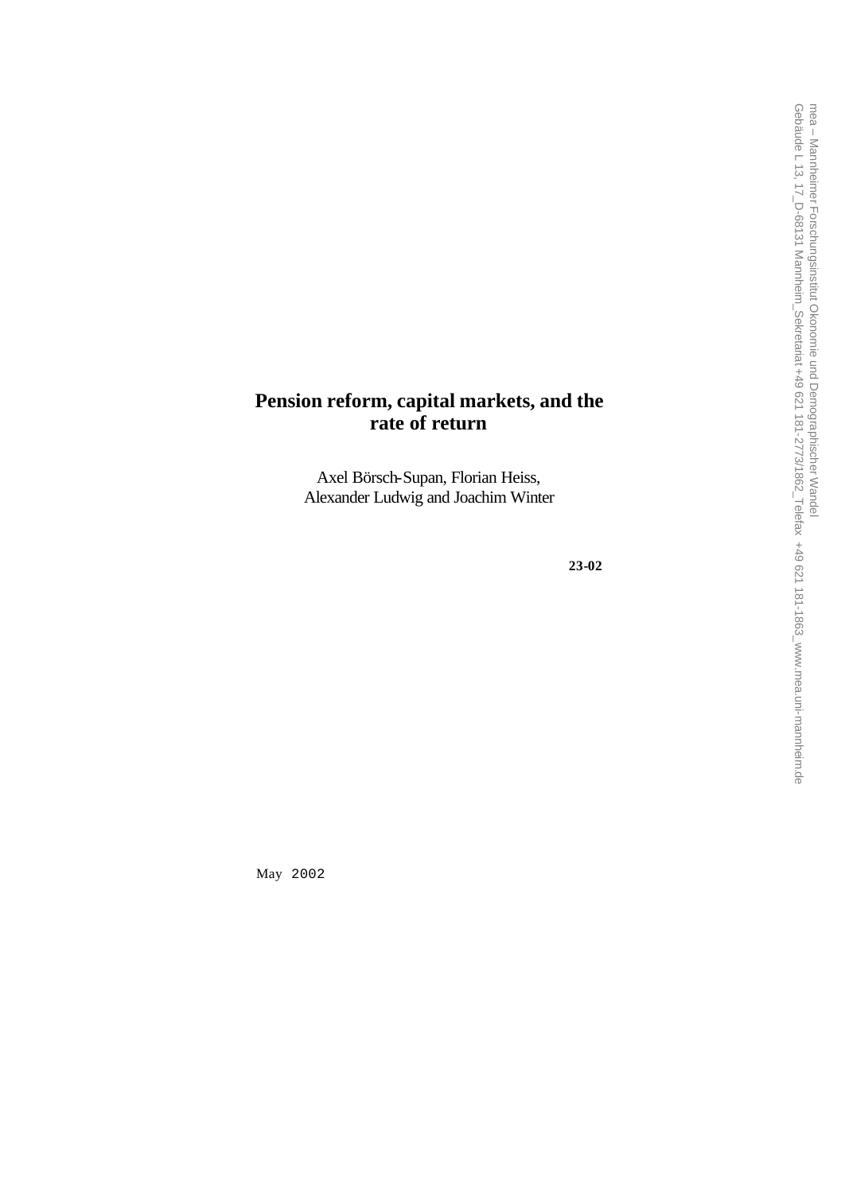# Pension reform, capital markets, and the rate of return

Axel Börsch-Supan, Florian Heiss,
Alexander Ludwig and Joachim Winter

**23-02**

May 2002

mea – Mannheimer Forschungsinstitut Ökonomie und Demographischer Wandel
Gebäude L 13, 17_D-68131 Mannheim_Sekretariat +49 621 181-2773/1862_Telefax +49 621 181-1863_www.mea.uni-mannheim.de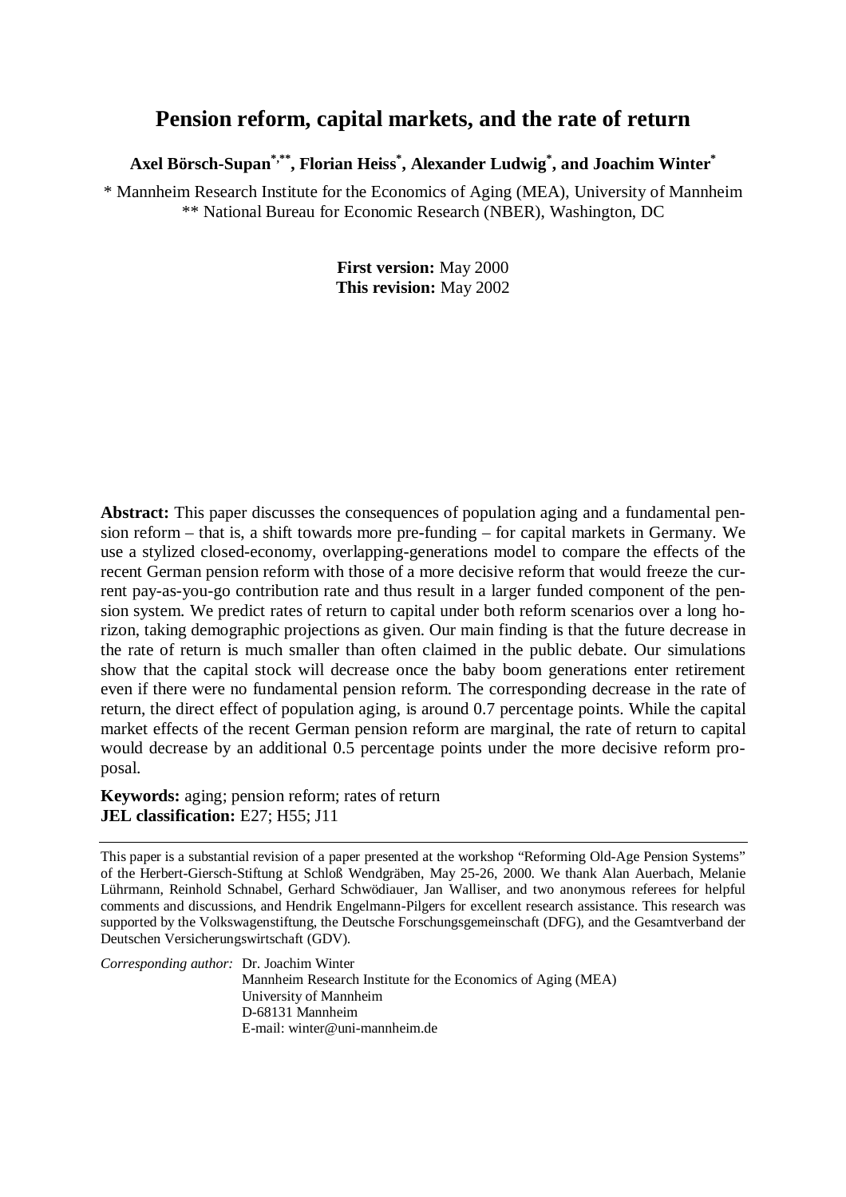# Pension reform, capital markets, and the rate of return

**Axel Börsch-Supan[*,**], Florian Heiss[*], Alexander Ludwig[*], and Joachim Winter[*]**

[*] Mannheim Research Institute for the Economics of Aging (MEA), University of Mannheim
[**] National Bureau for Economic Research (NBER), Washington, DC

**First version:** May 2000
**This revision:** May 2002

**Abstract:** This paper discusses the consequences of population aging and a fundamental pension reform – that is, a shift towards more pre-funding – for capital markets in Germany. We use a stylized closed-economy, overlapping-generations model to compare the effects of the recent German pension reform with those of a more decisive reform that would freeze the current pay-as-you-go contribution rate and thus result in a larger funded component of the pension system. We predict rates of return to capital under both reform scenarios over a long horizon, taking demographic projections as given. Our main finding is that the future decrease in the rate of return is much smaller than often claimed in the public debate. Our simulations show that the capital stock will decrease once the baby boom generations enter retirement even if there were no fundamental pension reform. The corresponding decrease in the rate of return, the direct effect of population aging, is around 0.7 percentage points. While the capital market effects of the recent German pension reform are marginal, the rate of return to capital would decrease by an additional 0.5 percentage points under the more decisive reform proposal.

**Keywords:** aging; pension reform; rates of return
**JEL classification:** E27; H55; J11

---

This paper is a substantial revision of a paper presented at the workshop "Reforming Old-Age Pension Systems" of the Herbert-Giersch-Stiftung at Schloß Wendgräben, May 25-26, 2000. We thank Alan Auerbach, Melanie Lührmann, Reinhold Schnabel, Gerhard Schwödiauer, Jan Walliser, and two anonymous referees for helpful comments and discussions, and Hendrik Engelmann-Pilgers for excellent research assistance. This research was supported by the Volkswagenstiftung, the Deutsche Forschungsgemeinschaft (DFG), and the Gesamtverband der Deutschen Versicherungswirtschaft (GDV).

*Corresponding author:* Dr. Joachim Winter
Mannheim Research Institute for the Economics of Aging (MEA)
University of Mannheim
D-68131 Mannheim
E-mail: winter@uni-mannheim.de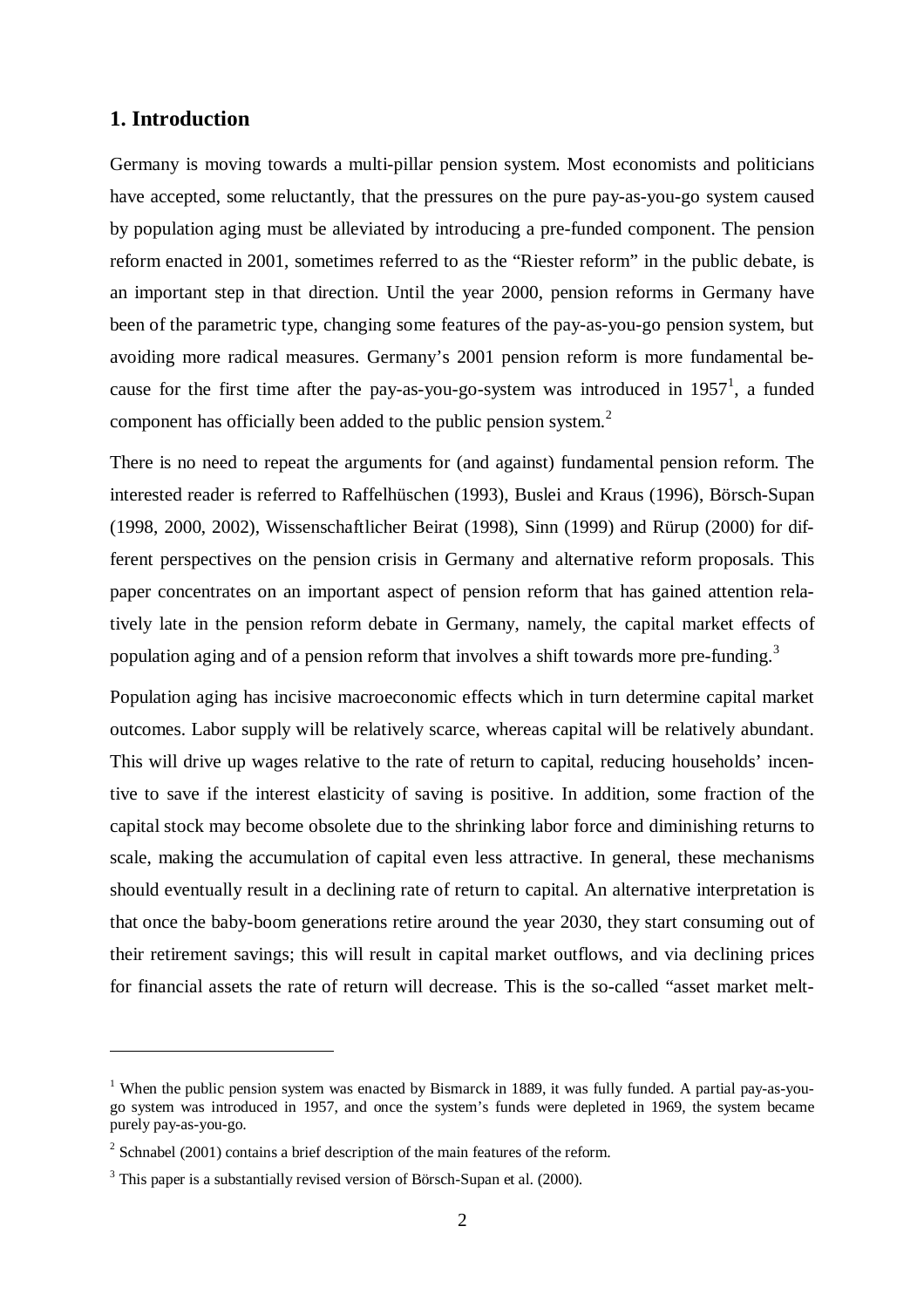## 1. Introduction

Germany is moving towards a multi-pillar pension system. Most economists and politicians have accepted, some reluctantly, that the pressures on the pure pay-as-you-go system caused by population aging must be alleviated by introducing a pre-funded component. The pension reform enacted in 2001, sometimes referred to as the "Riester reform" in the public debate, is an important step in that direction. Until the year 2000, pension reforms in Germany have been of the parametric type, changing some features of the pay-as-you-go pension system, but avoiding more radical measures. Germany's 2001 pension reform is more fundamental because for the first time after the pay-as-you-go-system was introduced in 1957[1], a funded component has officially been added to the public pension system.[2]

There is no need to repeat the arguments for (and against) fundamental pension reform. The interested reader is referred to Raffelhüschen (1993), Buslei and Kraus (1996), Börsch-Supan (1998, 2000, 2002), Wissenschaftlicher Beirat (1998), Sinn (1999) and Rürup (2000) for different perspectives on the pension crisis in Germany and alternative reform proposals. This paper concentrates on an important aspect of pension reform that has gained attention relatively late in the pension reform debate in Germany, namely, the capital market effects of population aging and of a pension reform that involves a shift towards more pre-funding.[3]

Population aging has incisive macroeconomic effects which in turn determine capital market outcomes. Labor supply will be relatively scarce, whereas capital will be relatively abundant. This will drive up wages relative to the rate of return to capital, reducing households' incentive to save if the interest elasticity of saving is positive. In addition, some fraction of the capital stock may become obsolete due to the shrinking labor force and diminishing returns to scale, making the accumulation of capital even less attractive. In general, these mechanisms should eventually result in a declining rate of return to capital. An alternative interpretation is that once the baby-boom generations retire around the year 2030, they start consuming out of their retirement savings; this will result in capital market outflows, and via declining prices for financial assets the rate of return will decrease. This is the so-called "asset market melt-

---

[1] When the public pension system was enacted by Bismarck in 1889, it was fully funded. A partial pay-as-you-go system was introduced in 1957, and once the system's funds were depleted in 1969, the system became purely pay-as-you-go.

[2] Schnabel (2001) contains a brief description of the main features of the reform.

[3] This paper is a substantially revised version of Börsch-Supan et al. (2000).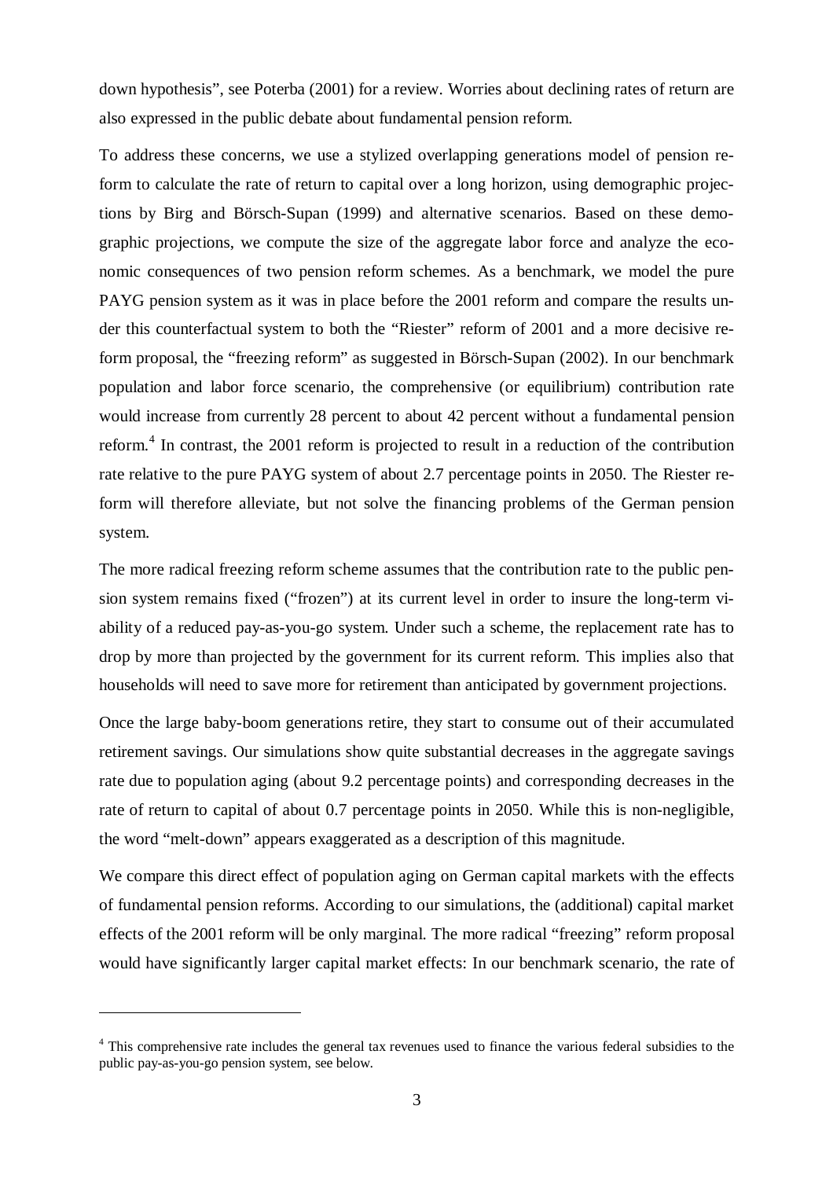down hypothesis", see Poterba (2001) for a review. Worries about declining rates of return are also expressed in the public debate about fundamental pension reform.

To address these concerns, we use a stylized overlapping generations model of pension reform to calculate the rate of return to capital over a long horizon, using demographic projections by Birg and Börsch-Supan (1999) and alternative scenarios. Based on these demographic projections, we compute the size of the aggregate labor force and analyze the economic consequences of two pension reform schemes. As a benchmark, we model the pure PAYG pension system as it was in place before the 2001 reform and compare the results under this counterfactual system to both the "Riester" reform of 2001 and a more decisive reform proposal, the "freezing reform" as suggested in Börsch-Supan (2002). In our benchmark population and labor force scenario, the comprehensive (or equilibrium) contribution rate would increase from currently 28 percent to about 42 percent without a fundamental pension reform.[4] In contrast, the 2001 reform is projected to result in a reduction of the contribution rate relative to the pure PAYG system of about 2.7 percentage points in 2050. The Riester reform will therefore alleviate, but not solve the financing problems of the German pension system.

The more radical freezing reform scheme assumes that the contribution rate to the public pension system remains fixed ("frozen") at its current level in order to insure the long-term viability of a reduced pay-as-you-go system. Under such a scheme, the replacement rate has to drop by more than projected by the government for its current reform. This implies also that households will need to save more for retirement than anticipated by government projections.

Once the large baby-boom generations retire, they start to consume out of their accumulated retirement savings. Our simulations show quite substantial decreases in the aggregate savings rate due to population aging (about 9.2 percentage points) and corresponding decreases in the rate of return to capital of about 0.7 percentage points in 2050. While this is non-negligible, the word "melt-down" appears exaggerated as a description of this magnitude.

We compare this direct effect of population aging on German capital markets with the effects of fundamental pension reforms. According to our simulations, the (additional) capital market effects of the 2001 reform will be only marginal. The more radical "freezing" reform proposal would have significantly larger capital market effects: In our benchmark scenario, the rate of

[4] This comprehensive rate includes the general tax revenues used to finance the various federal subsidies to the public pay-as-you-go pension system, see below.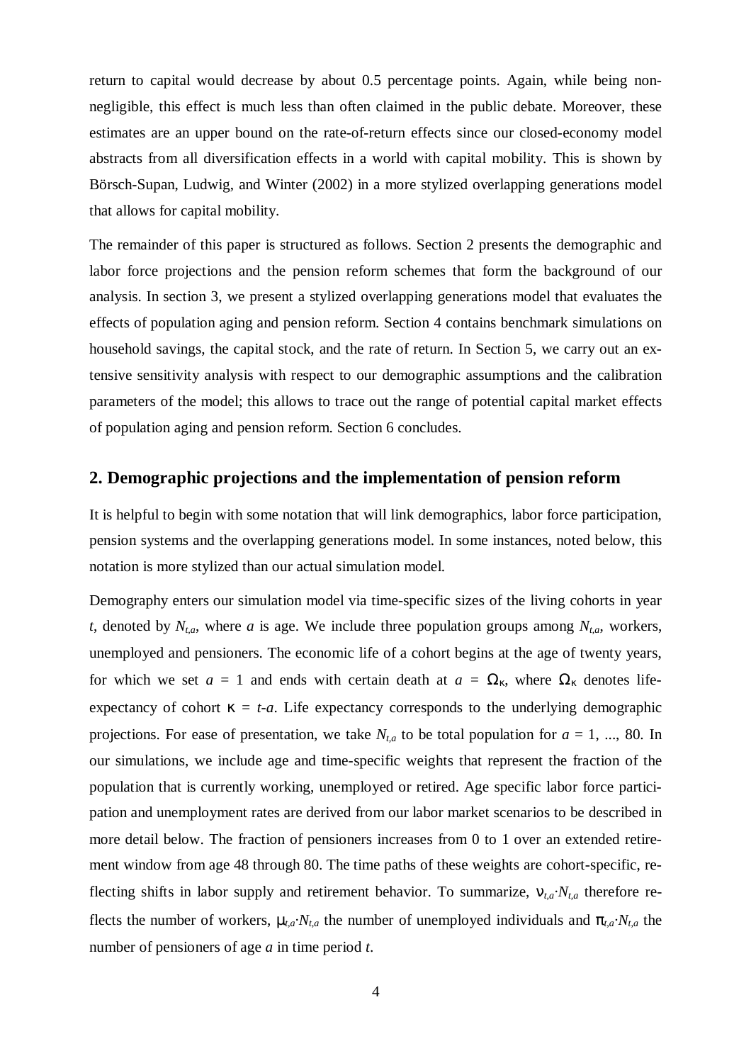return to capital would decrease by about 0.5 percentage points. Again, while being non-negligible, this effect is much less than often claimed in the public debate. Moreover, these estimates are an upper bound on the rate-of-return effects since our closed-economy model abstracts from all diversification effects in a world with capital mobility. This is shown by Börsch-Supan, Ludwig, and Winter (2002) in a more stylized overlapping generations model that allows for capital mobility.

The remainder of this paper is structured as follows. Section 2 presents the demographic and labor force projections and the pension reform schemes that form the background of our analysis. In section 3, we present a stylized overlapping generations model that evaluates the effects of population aging and pension reform. Section 4 contains benchmark simulations on household savings, the capital stock, and the rate of return. In Section 5, we carry out an extensive sensitivity analysis with respect to our demographic assumptions and the calibration parameters of the model; this allows to trace out the range of potential capital market effects of population aging and pension reform. Section 6 concludes.

## 2. Demographic projections and the implementation of pension reform

It is helpful to begin with some notation that will link demographics, labor force participation, pension systems and the overlapping generations model. In some instances, noted below, this notation is more stylized than our actual simulation model.

Demography enters our simulation model via time-specific sizes of the living cohorts in year $t$, denoted by $N_{t,a}$, where $a$ is age. We include three population groups among $N_{t,a}$, workers, unemployed and pensioners. The economic life of a cohort begins at the age of twenty years, for which we set $a = 1$ and ends with certain death at $a = \Omega_\kappa$, where $\Omega_\kappa$ denotes life-expectancy of cohort $\kappa = t\text{-}a$. Life expectancy corresponds to the underlying demographic projections. For ease of presentation, we take $N_{t,a}$ to be total population for $a = 1, ..., 80$. In our simulations, we include age and time-specific weights that represent the fraction of the population that is currently working, unemployed or retired. Age specific labor force participation and unemployment rates are derived from our labor market scenarios to be described in more detail below. The fraction of pensioners increases from 0 to 1 over an extended retirement window from age 48 through 80. The time paths of these weights are cohort-specific, reflecting shifts in labor supply and retirement behavior. To summarize, $\nu_{t,a}{\cdot}N_{t,a}$ therefore reflects the number of workers, $\mu_{t,a}{\cdot}N_{t,a}$ the number of unemployed individuals and $\pi_{t,a}{\cdot}N_{t,a}$ the number of pensioners of age $a$ in time period $t$.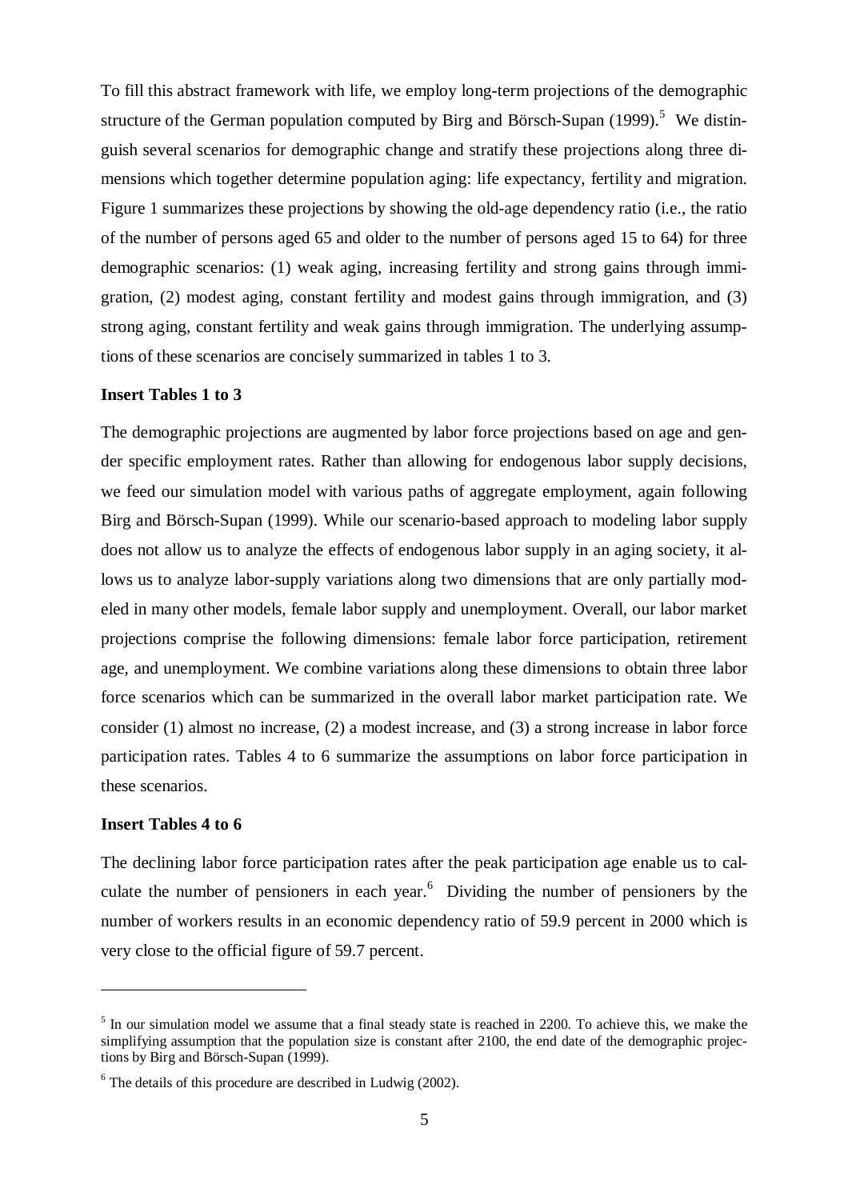To fill this abstract framework with life, we employ long-term projections of the demographic structure of the German population computed by Birg and Börsch-Supan (1999).[5] We distinguish several scenarios for demographic change and stratify these projections along three dimensions which together determine population aging: life expectancy, fertility and migration. Figure 1 summarizes these projections by showing the old-age dependency ratio (i.e., the ratio of the number of persons aged 65 and older to the number of persons aged 15 to 64) for three demographic scenarios: (1) weak aging, increasing fertility and strong gains through immigration, (2) modest aging, constant fertility and modest gains through immigration, and (3) strong aging, constant fertility and weak gains through immigration. The underlying assumptions of these scenarios are concisely summarized in tables 1 to 3.

**Insert Tables 1 to 3**

The demographic projections are augmented by labor force projections based on age and gender specific employment rates. Rather than allowing for endogenous labor supply decisions, we feed our simulation model with various paths of aggregate employment, again following Birg and Börsch-Supan (1999). While our scenario-based approach to modeling labor supply does not allow us to analyze the effects of endogenous labor supply in an aging society, it allows us to analyze labor-supply variations along two dimensions that are only partially modeled in many other models, female labor supply and unemployment. Overall, our labor market projections comprise the following dimensions: female labor force participation, retirement age, and unemployment. We combine variations along these dimensions to obtain three labor force scenarios which can be summarized in the overall labor market participation rate. We consider (1) almost no increase, (2) a modest increase, and (3) a strong increase in labor force participation rates. Tables 4 to 6 summarize the assumptions on labor force participation in these scenarios.

**Insert Tables 4 to 6**

The declining labor force participation rates after the peak participation age enable us to calculate the number of pensioners in each year.[6] Dividing the number of pensioners by the number of workers results in an economic dependency ratio of 59.9 percent in 2000 which is very close to the official figure of 59.7 percent.

---

[5] In our simulation model we assume that a final steady state is reached in 2200. To achieve this, we make the simplifying assumption that the population size is constant after 2100, the end date of the demographic projections by Birg and Börsch-Supan (1999).

[6] The details of this procedure are described in Ludwig (2002).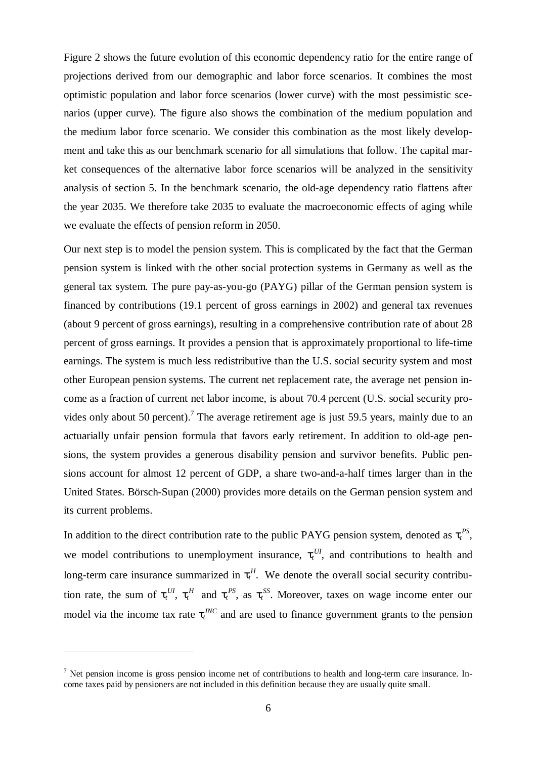Figure 2 shows the future evolution of this economic dependency ratio for the entire range of projections derived from our demographic and labor force scenarios. It combines the most optimistic population and labor force scenarios (lower curve) with the most pessimistic scenarios (upper curve). The figure also shows the combination of the medium population and the medium labor force scenario. We consider this combination as the most likely development and take this as our benchmark scenario for all simulations that follow. The capital market consequences of the alternative labor force scenarios will be analyzed in the sensitivity analysis of section 5. In the benchmark scenario, the old-age dependency ratio flattens after the year 2035. We therefore take 2035 to evaluate the macroeconomic effects of aging while we evaluate the effects of pension reform in 2050.

Our next step is to model the pension system. This is complicated by the fact that the German pension system is linked with the other social protection systems in Germany as well as the general tax system. The pure pay-as-you-go (PAYG) pillar of the German pension system is financed by contributions (19.1 percent of gross earnings in 2002) and general tax revenues (about 9 percent of gross earnings), resulting in a comprehensive contribution rate of about 28 percent of gross earnings. It provides a pension that is approximately proportional to life-time earnings. The system is much less redistributive than the U.S. social security system and most other European pension systems. The current net replacement rate, the average net pension income as a fraction of current net labor income, is about 70.4 percent (U.S. social security provides only about 50 percent).[7] The average retirement age is just 59.5 years, mainly due to an actuarially unfair pension formula that favors early retirement. In addition to old-age pensions, the system provides a generous disability pension and survivor benefits. Public pensions account for almost 12 percent of GDP, a share two-and-a-half times larger than in the United States. Börsch-Supan (2000) provides more details on the German pension system and its current problems.

In addition to the direct contribution rate to the public PAYG pension system, denoted as $\tau_t^{PS}$, we model contributions to unemployment insurance, $\tau_t^{UI}$, and contributions to health and long-term care insurance summarized in $\tau_t^{H}$. We denote the overall social security contribution rate, the sum of $\tau_t^{UI}$, $\tau_t^{H}$ and $\tau_t^{PS}$, as $\tau_t^{SS}$. Moreover, taxes on wage income enter our model via the income tax rate $\tau_t^{INC}$ and are used to finance government grants to the pension

[7] Net pension income is gross pension income net of contributions to health and long-term care insurance. Income taxes paid by pensioners are not included in this definition because they are usually quite small.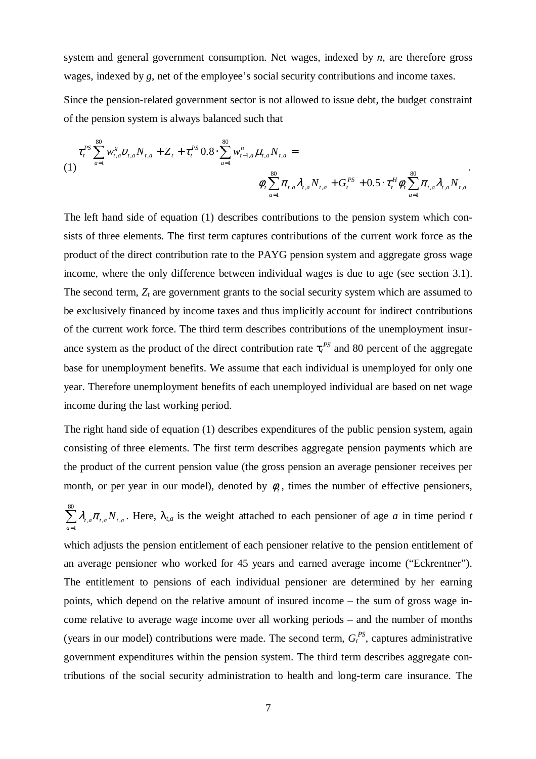system and general government consumption. Net wages, indexed by $n$, are therefore gross wages, indexed by $g$, net of the employee's social security contributions and income taxes.

Since the pension-related government sector is not allowed to issue debt, the budget constraint of the pension system is always balanced such that

$$\tau_t^{PS} \sum_{a=1}^{80} w_{t,a}^g \upsilon_{t,a} N_{t,a} + Z_t + \tau_t^{PS} 0.8 \cdot \sum_{a=1}^{80} w_{t-1,a}^n \mu_{t,a} N_{t,a} = \phi_t \sum_{a=1}^{80} \pi_{t,a} \lambda_{t,a} N_{t,a} + G_t^{PS} + 0.5 \cdot \tau_t^H \phi_t \sum_{a=1}^{80} \pi_{t,a} \lambda_{t,a} N_{t,a} \quad (1)$$

The left hand side of equation (1) describes contributions to the pension system which consists of three elements. The first term captures contributions of the current work force as the product of the direct contribution rate to the PAYG pension system and aggregate gross wage income, where the only difference between individual wages is due to age (see section 3.1). The second term, $Z_t$ are government grants to the social security system which are assumed to be exclusively financed by income taxes and thus implicitly account for indirect contributions of the current work force. The third term describes contributions of the unemployment insurance system as the product of the direct contribution rate $\tau_t^{PS}$ and 80 percent of the aggregate base for unemployment benefits. We assume that each individual is unemployed for only one year. Therefore unemployment benefits of each unemployed individual are based on net wage income during the last working period.

The right hand side of equation (1) describes expenditures of the public pension system, again consisting of three elements. The first term describes aggregate pension payments which are the product of the current pension value (the gross pension an average pensioner receives per month, or per year in our model), denoted by $\phi_t$, times the number of effective pensioners, $\sum_{a=1}^{80} \lambda_{t,a} \pi_{t,a} N_{t,a}$. Here, $\lambda_{t,a}$ is the weight attached to each pensioner of age $a$ in time period $t$ which adjusts the pension entitlement of each pensioner relative to the pension entitlement of an average pensioner who worked for 45 years and earned average income ("Eckrentner"). The entitlement to pensions of each individual pensioner are determined by her earning points, which depend on the relative amount of insured income – the sum of gross wage income relative to average wage income over all working periods – and the number of months (years in our model) contributions were made. The second term, $G_t^{PS}$, captures administrative government expenditures within the pension system. The third term describes aggregate contributions of the social security administration to health and long-term care insurance. The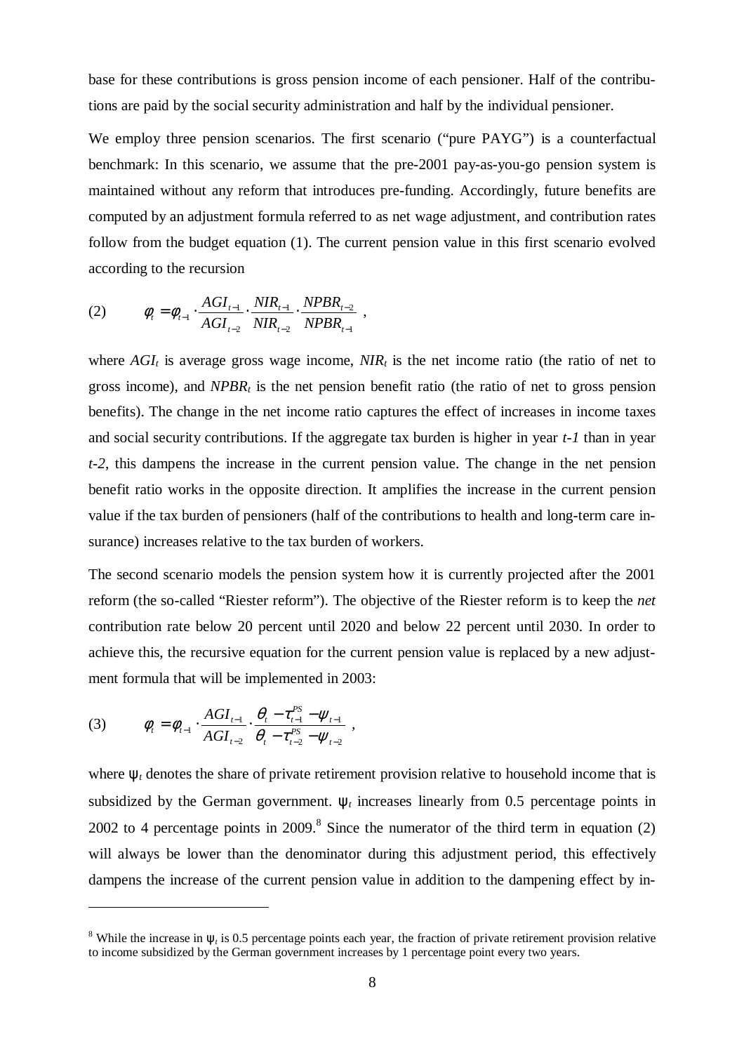base for these contributions is gross pension income of each pensioner. Half of the contributions are paid by the social security administration and half by the individual pensioner.

We employ three pension scenarios. The first scenario ("pure PAYG") is a counterfactual benchmark: In this scenario, we assume that the pre-2001 pay-as-you-go pension system is maintained without any reform that introduces pre-funding. Accordingly, future benefits are computed by an adjustment formula referred to as net wage adjustment, and contribution rates follow from the budget equation (1). The current pension value in this first scenario evolved according to the recursion

$$(2) \qquad \phi_t = \phi_{t-1} \cdot \frac{AGI_{t-1}}{AGI_{t-2}} \cdot \frac{NIR_{t-1}}{NIR_{t-2}} \cdot \frac{NPBR_{t-2}}{NPBR_{t-1}} \ ,$$

where $AGI_t$ is average gross wage income, $NIR_t$ is the net income ratio (the ratio of net to gross income), and $NPBR_t$ is the net pension benefit ratio (the ratio of net to gross pension benefits). The change in the net income ratio captures the effect of increases in income taxes and social security contributions. If the aggregate tax burden is higher in year *t-1* than in year *t-2*, this dampens the increase in the current pension value. The change in the net pension benefit ratio works in the opposite direction. It amplifies the increase in the current pension value if the tax burden of pensioners (half of the contributions to health and long-term care insurance) increases relative to the tax burden of workers.

The second scenario models the pension system how it is currently projected after the 2001 reform (the so-called "Riester reform"). The objective of the Riester reform is to keep the *net* contribution rate below 20 percent until 2020 and below 22 percent until 2030. In order to achieve this, the recursive equation for the current pension value is replaced by a new adjustment formula that will be implemented in 2003:

$$(3) \qquad \phi_t = \phi_{t-1} \cdot \frac{AGI_{t-1}}{AGI_{t-2}} \cdot \frac{\theta_t - \tau_{t-1}^{PS} - \psi_{t-1}}{\theta_t - \tau_{t-2}^{PS} - \psi_{t-2}} \ ,$$

where $\psi_t$ denotes the share of private retirement provision relative to household income that is subsidized by the German government. $\psi_t$ increases linearly from 0.5 percentage points in 2002 to 4 percentage points in 2009.[8] Since the numerator of the third term in equation (2) will always be lower than the denominator during this adjustment period, this effectively dampens the increase of the current pension value in addition to the dampening effect by in-

[8] While the increase in $\psi_t$ is 0.5 percentage points each year, the fraction of private retirement provision relative to income subsidized by the German government increases by 1 percentage point every two years.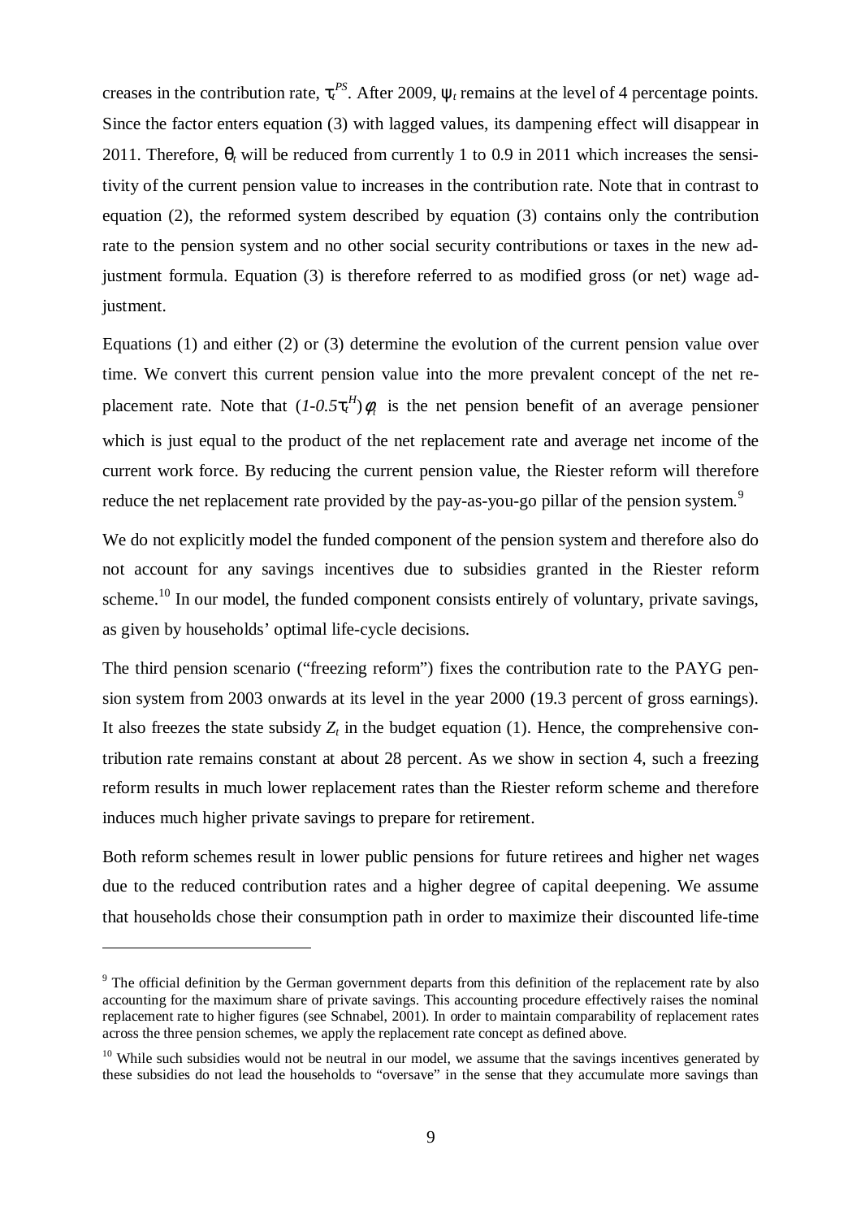creases in the contribution rate, $\tau_t^{PS}$. After 2009, $\psi_t$ remains at the level of 4 percentage points. Since the factor enters equation (3) with lagged values, its dampening effect will disappear in 2011. Therefore, $\theta_t$ will be reduced from currently 1 to 0.9 in 2011 which increases the sensitivity of the current pension value to increases in the contribution rate. Note that in contrast to equation (2), the reformed system described by equation (3) contains only the contribution rate to the pension system and no other social security contributions or taxes in the new adjustment formula. Equation (3) is therefore referred to as modified gross (or net) wage adjustment.

Equations (1) and either (2) or (3) determine the evolution of the current pension value over time. We convert this current pension value into the more prevalent concept of the net replacement rate. Note that $(1\text{-}0.5\tau_t^H)\phi_t$ is the net pension benefit of an average pensioner which is just equal to the product of the net replacement rate and average net income of the current work force. By reducing the current pension value, the Riester reform will therefore reduce the net replacement rate provided by the pay-as-you-go pillar of the pension system.[9]

We do not explicitly model the funded component of the pension system and therefore also do not account for any savings incentives due to subsidies granted in the Riester reform scheme.[10] In our model, the funded component consists entirely of voluntary, private savings, as given by households' optimal life-cycle decisions.

The third pension scenario ("freezing reform") fixes the contribution rate to the PAYG pension system from 2003 onwards at its level in the year 2000 (19.3 percent of gross earnings). It also freezes the state subsidy $Z_t$ in the budget equation (1). Hence, the comprehensive contribution rate remains constant at about 28 percent. As we show in section 4, such a freezing reform results in much lower replacement rates than the Riester reform scheme and therefore induces much higher private savings to prepare for retirement.

Both reform schemes result in lower public pensions for future retirees and higher net wages due to the reduced contribution rates and a higher degree of capital deepening. We assume that households chose their consumption path in order to maximize their discounted life-time

---

[9] The official definition by the German government departs from this definition of the replacement rate by also accounting for the maximum share of private savings. This accounting procedure effectively raises the nominal replacement rate to higher figures (see Schnabel, 2001). In order to maintain comparability of replacement rates across the three pension schemes, we apply the replacement rate concept as defined above.

[10] While such subsidies would not be neutral in our model, we assume that the savings incentives generated by these subsidies do not lead the households to "oversave" in the sense that they accumulate more savings than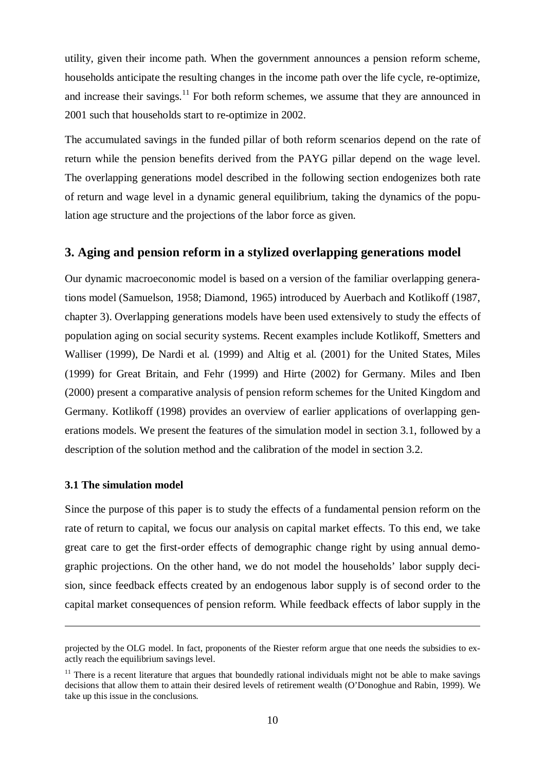utility, given their income path. When the government announces a pension reform scheme, households anticipate the resulting changes in the income path over the life cycle, re-optimize, and increase their savings.[11] For both reform schemes, we assume that they are announced in 2001 such that households start to re-optimize in 2002.

The accumulated savings in the funded pillar of both reform scenarios depend on the rate of return while the pension benefits derived from the PAYG pillar depend on the wage level. The overlapping generations model described in the following section endogenizes both rate of return and wage level in a dynamic general equilibrium, taking the dynamics of the population age structure and the projections of the labor force as given.

## 3. Aging and pension reform in a stylized overlapping generations model

Our dynamic macroeconomic model is based on a version of the familiar overlapping generations model (Samuelson, 1958; Diamond, 1965) introduced by Auerbach and Kotlikoff (1987, chapter 3). Overlapping generations models have been used extensively to study the effects of population aging on social security systems. Recent examples include Kotlikoff, Smetters and Walliser (1999), De Nardi et al. (1999) and Altig et al. (2001) for the United States, Miles (1999) for Great Britain, and Fehr (1999) and Hirte (2002) for Germany. Miles and Iben (2000) present a comparative analysis of pension reform schemes for the United Kingdom and Germany. Kotlikoff (1998) provides an overview of earlier applications of overlapping generations models. We present the features of the simulation model in section 3.1, followed by a description of the solution method and the calibration of the model in section 3.2.

### 3.1 The simulation model

Since the purpose of this paper is to study the effects of a fundamental pension reform on the rate of return to capital, we focus our analysis on capital market effects. To this end, we take great care to get the first-order effects of demographic change right by using annual demographic projections. On the other hand, we do not model the households' labor supply decision, since feedback effects created by an endogenous labor supply is of second order to the capital market consequences of pension reform. While feedback effects of labor supply in the

---

projected by the OLG model. In fact, proponents of the Riester reform argue that one needs the subsidies to exactly reach the equilibrium savings level.

[11] There is a recent literature that argues that boundedly rational individuals might not be able to make savings decisions that allow them to attain their desired levels of retirement wealth (O'Donoghue and Rabin, 1999). We take up this issue in the conclusions.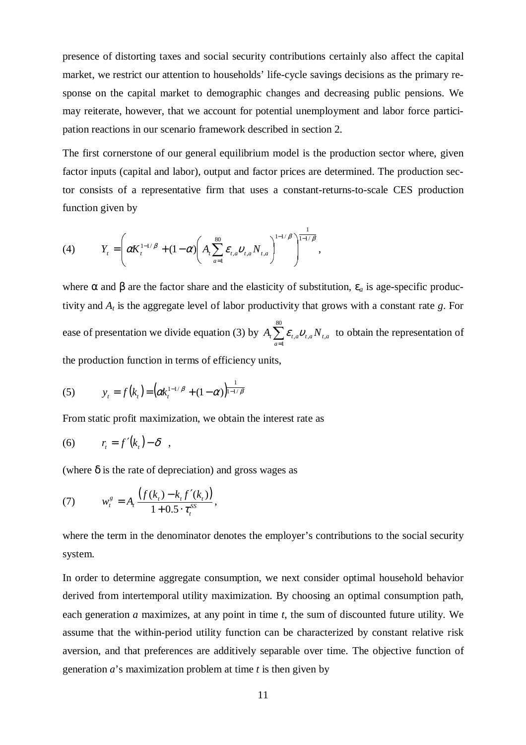presence of distorting taxes and social security contributions certainly also affect the capital market, we restrict our attention to households' life-cycle savings decisions as the primary response on the capital market to demographic changes and decreasing public pensions. We may reiterate, however, that we account for potential unemployment and labor force participation reactions in our scenario framework described in section 2.

The first cornerstone of our general equilibrium model is the production sector where, given factor inputs (capital and labor), output and factor prices are determined. The production sector consists of a representative firm that uses a constant-returns-to-scale CES production function given by

$$(4) \qquad Y_t = \left( \alpha K_t^{1-1/\beta} + (1-\alpha) \left( A_t \sum_{a=1}^{80} \varepsilon_{t,a} \upsilon_{t,a} N_{t,a} \right)^{1-1/\beta} \right)^{\frac{1}{1-1/\beta}},$$

where α and β are the factor share and the elasticity of substitution, $\varepsilon_a$ is age-specific productivity and $A_t$ is the aggregate level of labor productivity that grows with a constant rate $g$. For ease of presentation we divide equation (3) by $A_t \sum_{a=1}^{80} \varepsilon_{t,a} \upsilon_{t,a} N_{t,a}$ to obtain the representation of the production function in terms of efficiency units,

$$(5) \qquad y_t = f(k_t) = \left( \alpha k_t^{1-1/\beta} + (1-\alpha) \right)^{\frac{1}{1-1/\beta}}$$

From static profit maximization, we obtain the interest rate as

$$(6) \qquad r_t = f'(k_t) - \delta \ ,$$

(where δ is the rate of depreciation) and gross wages as

$$(7) \qquad w_t^g = A_t \frac{\left( f(k_t) - k_t f'(k_t) \right)}{1 + 0.5 \cdot \tau_t^{SS}},$$

where the term in the denominator denotes the employer's contributions to the social security system.

In order to determine aggregate consumption, we next consider optimal household behavior derived from intertemporal utility maximization. By choosing an optimal consumption path, each generation $a$ maximizes, at any point in time $t$, the sum of discounted future utility. We assume that the within-period utility function can be characterized by constant relative risk aversion, and that preferences are additively separable over time. The objective function of generation $a$'s maximization problem at time $t$ is then given by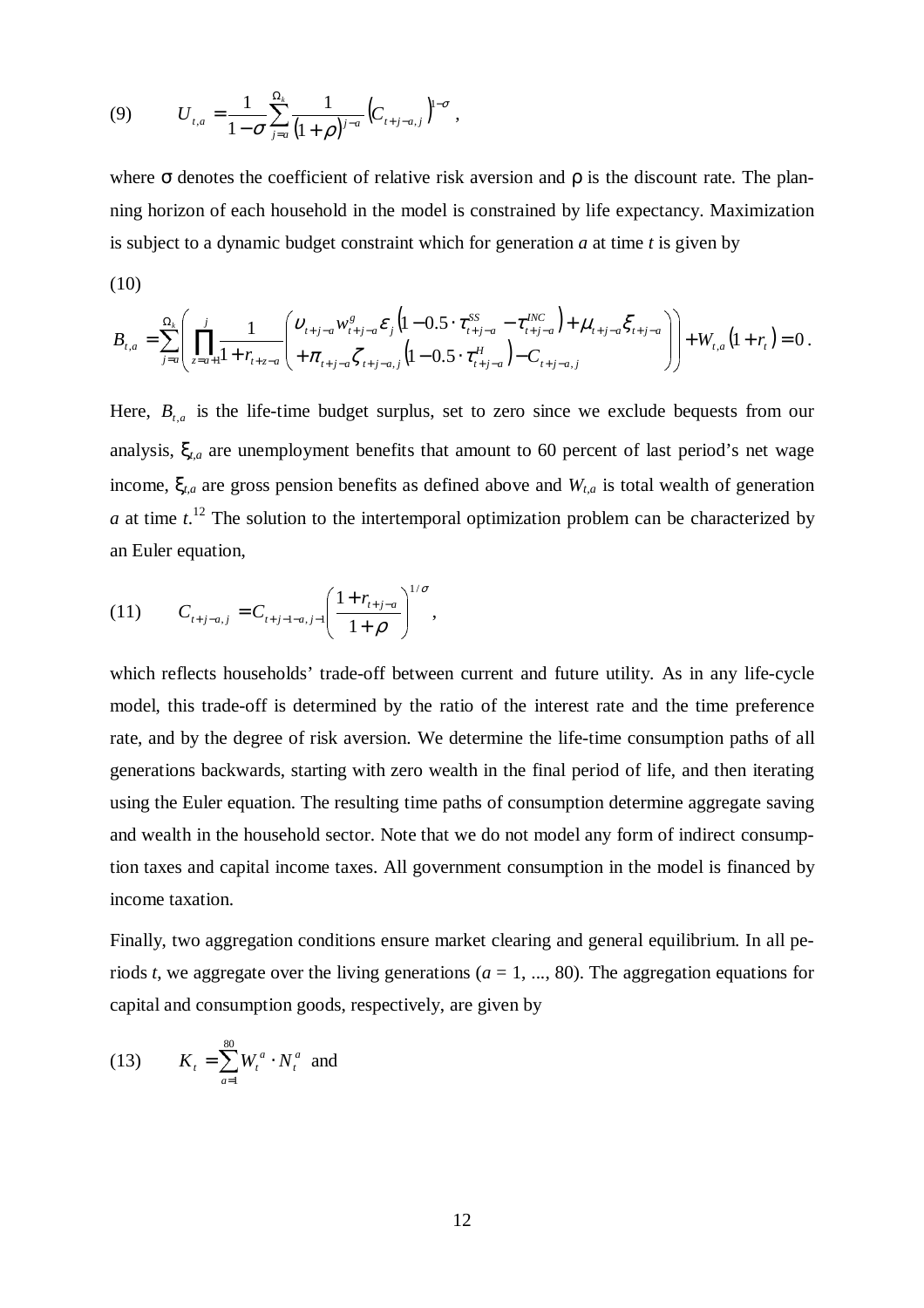$$(9) \qquad U_{t,a} = \frac{1}{1-\sigma} \sum_{j=a}^{\Omega_k} \frac{1}{(1+\rho)^{j-a}} \left( C_{t+j-a,j} \right)^{1-\sigma} ,$$

where σ denotes the coefficient of relative risk aversion and ρ is the discount rate. The planning horizon of each household in the model is constrained by life expectancy. Maximization is subject to a dynamic budget constraint which for generation *a* at time *t* is given by

(10)

$$B_{t,a} = \sum_{j=a}^{\Omega_k} \left( \prod_{z=a+1}^{j} \frac{1}{1+r_{t+z-a}} \begin{pmatrix} \upsilon_{t+j-a} w_{t+j-a}^{g} \varepsilon_j \left(1 - 0.5 \cdot \tau_{t+j-a}^{SS} - \tau_{t+j-a}^{INC}\right) + \mu_{t+j-a} \xi_{t+j-a} \\ + \pi_{t+j-a} \zeta_{t+j-a,j} \left(1 - 0.5 \cdot \tau_{t+j-a}^{H}\right) - C_{t+j-a,j} \end{pmatrix} \right) + W_{t,a} \left(1 + r_t\right) = 0 .$$

Here, $B_{t,a}$ is the life-time budget surplus, set to zero since we exclude bequests from our analysis, $\xi_{t,a}$ are unemployment benefits that amount to 60 percent of last period's net wage income, $\xi_{t,a}$ are gross pension benefits as defined above and $W_{t,a}$ is total wealth of generation *a* at time *t*.[12] The solution to the intertemporal optimization problem can be characterized by an Euler equation,

$$(11) \qquad C_{t+j-a,j} = C_{t+j-1-a,j-1} \left( \frac{1+r_{t+j-a}}{1+\rho} \right)^{1/\sigma} ,$$

which reflects households' trade-off between current and future utility. As in any life-cycle model, this trade-off is determined by the ratio of the interest rate and the time preference rate, and by the degree of risk aversion. We determine the life-time consumption paths of all generations backwards, starting with zero wealth in the final period of life, and then iterating using the Euler equation. The resulting time paths of consumption determine aggregate saving and wealth in the household sector. Note that we do not model any form of indirect consumption taxes and capital income taxes. All government consumption in the model is financed by income taxation.

Finally, two aggregation conditions ensure market clearing and general equilibrium. In all periods *t*, we aggregate over the living generations (*a* = 1, ..., 80). The aggregation equations for capital and consumption goods, respectively, are given by

$$(13) \qquad K_t = \sum_{a=1}^{80} W_t^{a} \cdot N_t^{a} \text{ and}$$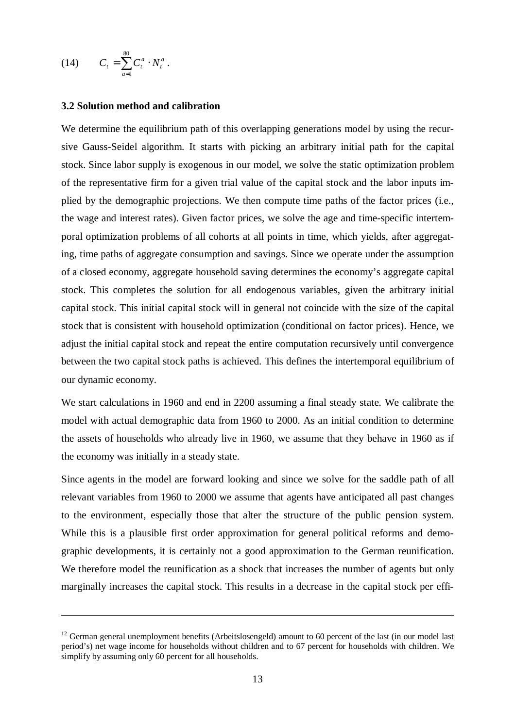$$(14) \qquad C_t = \sum_{a=1}^{80} C_t^a \cdot N_t^a \, .$$

### 3.2 Solution method and calibration

We determine the equilibrium path of this overlapping generations model by using the recursive Gauss-Seidel algorithm. It starts with picking an arbitrary initial path for the capital stock. Since labor supply is exogenous in our model, we solve the static optimization problem of the representative firm for a given trial value of the capital stock and the labor inputs implied by the demographic projections. We then compute time paths of the factor prices (i.e., the wage and interest rates). Given factor prices, we solve the age and time-specific intertemporal optimization problems of all cohorts at all points in time, which yields, after aggregating, time paths of aggregate consumption and savings. Since we operate under the assumption of a closed economy, aggregate household saving determines the economy's aggregate capital stock. This completes the solution for all endogenous variables, given the arbitrary initial capital stock. This initial capital stock will in general not coincide with the size of the capital stock that is consistent with household optimization (conditional on factor prices). Hence, we adjust the initial capital stock and repeat the entire computation recursively until convergence between the two capital stock paths is achieved. This defines the intertemporal equilibrium of our dynamic economy.

We start calculations in 1960 and end in 2200 assuming a final steady state. We calibrate the model with actual demographic data from 1960 to 2000. As an initial condition to determine the assets of households who already live in 1960, we assume that they behave in 1960 as if the economy was initially in a steady state.

Since agents in the model are forward looking and since we solve for the saddle path of all relevant variables from 1960 to 2000 we assume that agents have anticipated all past changes to the environment, especially those that alter the structure of the public pension system. While this is a plausible first order approximation for general political reforms and demographic developments, it is certainly not a good approximation to the German reunification. We therefore model the reunification as a shock that increases the number of agents but only marginally increases the capital stock. This results in a decrease in the capital stock per effi-

---

[12] German general unemployment benefits (Arbeitslosengeld) amount to 60 percent of the last (in our model last period's) net wage income for households without children and to 67 percent for households with children. We simplify by assuming only 60 percent for all households.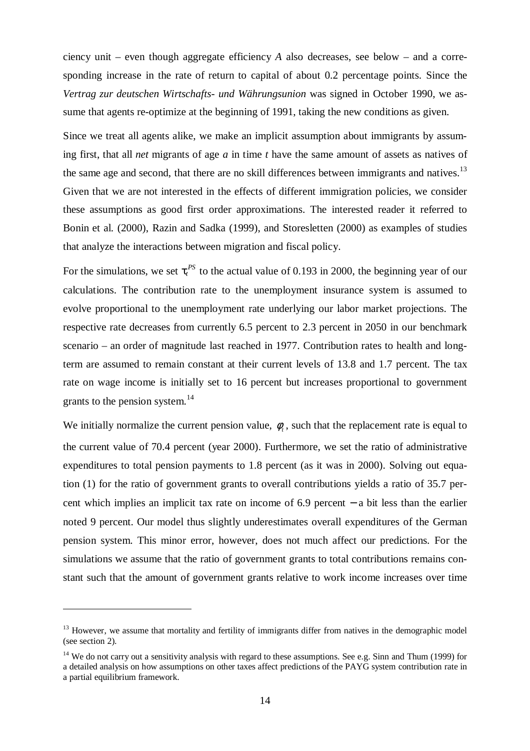ciency unit – even though aggregate efficiency $A$ also decreases, see below – and a corresponding increase in the rate of return to capital of about 0.2 percentage points. Since the *Vertrag zur deutschen Wirtschafts- und Währungsunion* was signed in October 1990, we assume that agents re-optimize at the beginning of 1991, taking the new conditions as given.

Since we treat all agents alike, we make an implicit assumption about immigrants by assuming first, that all *net* migrants of age $a$ in time $t$ have the same amount of assets as natives of the same age and second, that there are no skill differences between immigrants and natives.[13] Given that we are not interested in the effects of different immigration policies, we consider these assumptions as good first order approximations. The interested reader it referred to Bonin et al. (2000), Razin and Sadka (1999), and Storesletten (2000) as examples of studies that analyze the interactions between migration and fiscal policy.

For the simulations, we set $\tau_t^{PS}$ to the actual value of 0.193 in 2000, the beginning year of our calculations. The contribution rate to the unemployment insurance system is assumed to evolve proportional to the unemployment rate underlying our labor market projections. The respective rate decreases from currently 6.5 percent to 2.3 percent in 2050 in our benchmark scenario – an order of magnitude last reached in 1977. Contribution rates to health and long-term are assumed to remain constant at their current levels of 13.8 and 1.7 percent. The tax rate on wage income is initially set to 16 percent but increases proportional to government grants to the pension system.[14]

We initially normalize the current pension value, $\phi_t$, such that the replacement rate is equal to the current value of 70.4 percent (year 2000). Furthermore, we set the ratio of administrative expenditures to total pension payments to 1.8 percent (as it was in 2000). Solving out equation (1) for the ratio of government grants to overall contributions yields a ratio of 35.7 percent which implies an implicit tax rate on income of 6.9 percent − a bit less than the earlier noted 9 percent. Our model thus slightly underestimates overall expenditures of the German pension system. This minor error, however, does not much affect our predictions. For the simulations we assume that the ratio of government grants to total contributions remains constant such that the amount of government grants relative to work income increases over time

---

[13] However, we assume that mortality and fertility of immigrants differ from natives in the demographic model (see section 2).

[14] We do not carry out a sensitivity analysis with regard to these assumptions. See e.g. Sinn and Thum (1999) for a detailed analysis on how assumptions on other taxes affect predictions of the PAYG system contribution rate in a partial equilibrium framework.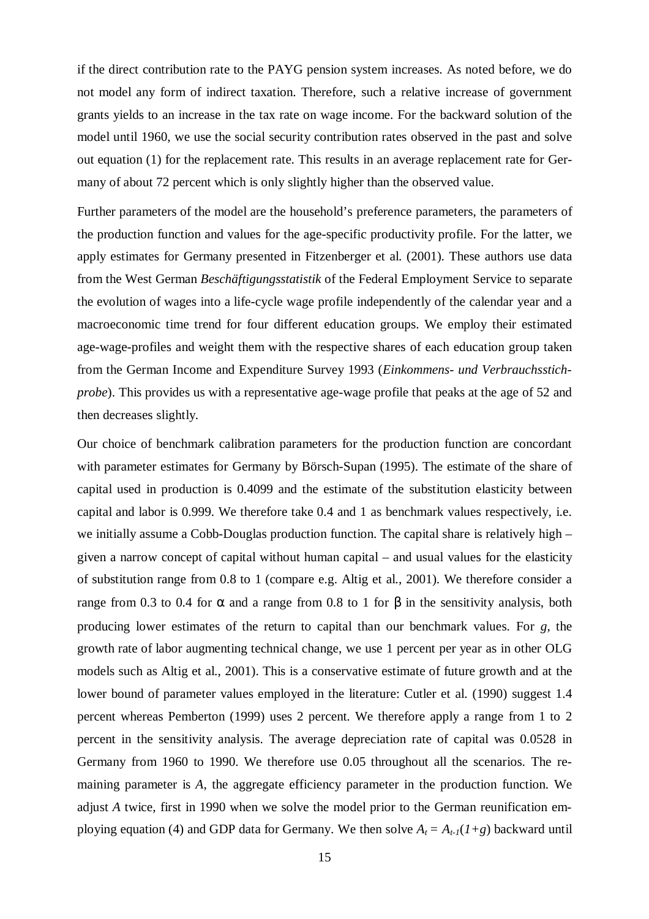if the direct contribution rate to the PAYG pension system increases. As noted before, we do not model any form of indirect taxation. Therefore, such a relative increase of government grants yields to an increase in the tax rate on wage income. For the backward solution of the model until 1960, we use the social security contribution rates observed in the past and solve out equation (1) for the replacement rate. This results in an average replacement rate for Germany of about 72 percent which is only slightly higher than the observed value.

Further parameters of the model are the household's preference parameters, the parameters of the production function and values for the age-specific productivity profile. For the latter, we apply estimates for Germany presented in Fitzenberger et al. (2001). These authors use data from the West German *Beschäftigungsstatistik* of the Federal Employment Service to separate the evolution of wages into a life-cycle wage profile independently of the calendar year and a macroeconomic time trend for four different education groups. We employ their estimated age-wage-profiles and weight them with the respective shares of each education group taken from the German Income and Expenditure Survey 1993 (*Einkommens- und Verbrauchsstichprobe*). This provides us with a representative age-wage profile that peaks at the age of 52 and then decreases slightly.

Our choice of benchmark calibration parameters for the production function are concordant with parameter estimates for Germany by Börsch-Supan (1995). The estimate of the share of capital used in production is 0.4099 and the estimate of the substitution elasticity between capital and labor is 0.999. We therefore take 0.4 and 1 as benchmark values respectively, i.e. we initially assume a Cobb-Douglas production function. The capital share is relatively high – given a narrow concept of capital without human capital – and usual values for the elasticity of substitution range from 0.8 to 1 (compare e.g. Altig et al., 2001). We therefore consider a range from 0.3 to 0.4 for $\alpha$ and a range from 0.8 to 1 for $\beta$ in the sensitivity analysis, both producing lower estimates of the return to capital than our benchmark values. For $g$, the growth rate of labor augmenting technical change, we use 1 percent per year as in other OLG models such as Altig et al., 2001). This is a conservative estimate of future growth and at the lower bound of parameter values employed in the literature: Cutler et al. (1990) suggest 1.4 percent whereas Pemberton (1999) uses 2 percent. We therefore apply a range from 1 to 2 percent in the sensitivity analysis. The average depreciation rate of capital was 0.0528 in Germany from 1960 to 1990. We therefore use 0.05 throughout all the scenarios. The remaining parameter is $A$, the aggregate efficiency parameter in the production function. We adjust $A$ twice, first in 1990 when we solve the model prior to the German reunification employing equation (4) and GDP data for Germany. We then solve $A_t = A_{t-1}(1+g)$ backward until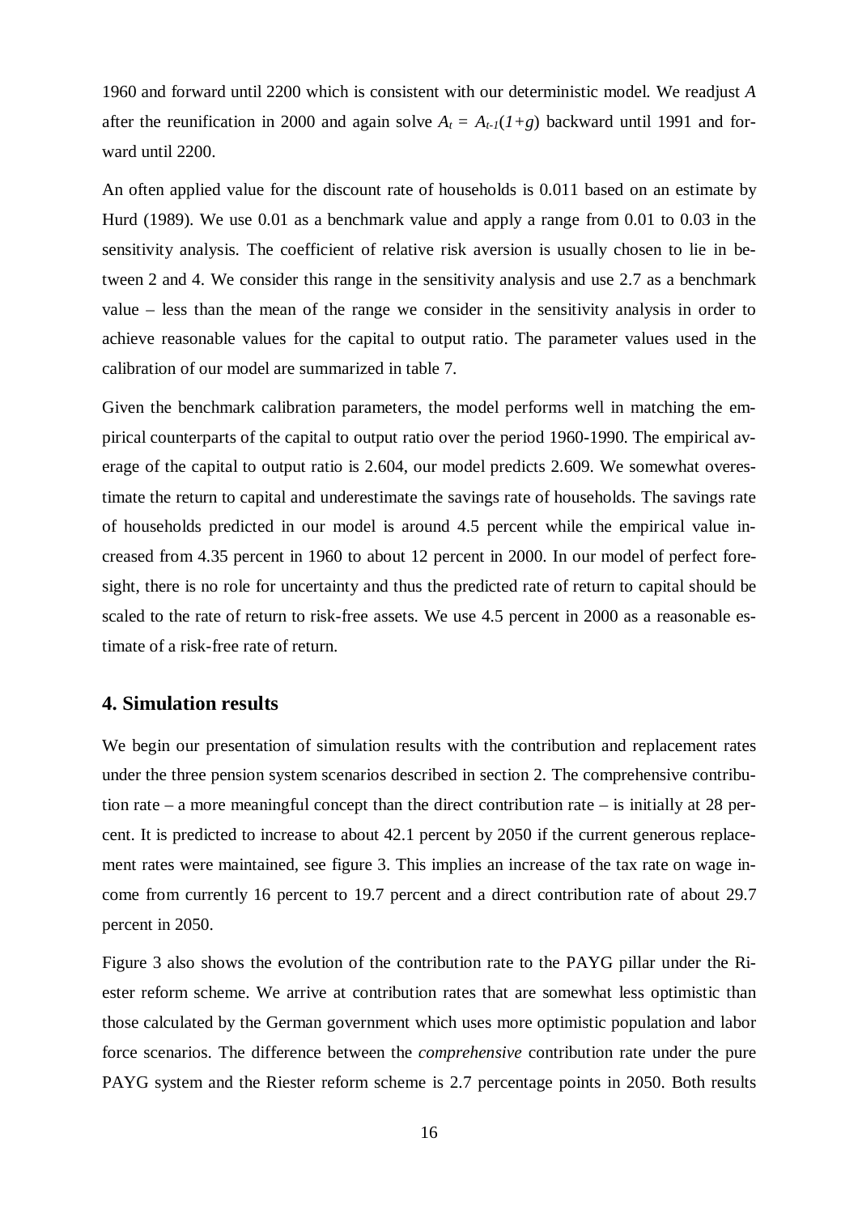1960 and forward until 2200 which is consistent with our deterministic model. We readjust $A$ after the reunification in 2000 and again solve $A_t = A_{t-1}(1+g)$ backward until 1991 and forward until 2200.

An often applied value for the discount rate of households is 0.011 based on an estimate by Hurd (1989). We use 0.01 as a benchmark value and apply a range from 0.01 to 0.03 in the sensitivity analysis. The coefficient of relative risk aversion is usually chosen to lie in between 2 and 4. We consider this range in the sensitivity analysis and use 2.7 as a benchmark value – less than the mean of the range we consider in the sensitivity analysis in order to achieve reasonable values for the capital to output ratio. The parameter values used in the calibration of our model are summarized in table 7.

Given the benchmark calibration parameters, the model performs well in matching the empirical counterparts of the capital to output ratio over the period 1960-1990. The empirical average of the capital to output ratio is 2.604, our model predicts 2.609. We somewhat overestimate the return to capital and underestimate the savings rate of households. The savings rate of households predicted in our model is around 4.5 percent while the empirical value increased from 4.35 percent in 1960 to about 12 percent in 2000. In our model of perfect foresight, there is no role for uncertainty and thus the predicted rate of return to capital should be scaled to the rate of return to risk-free assets. We use 4.5 percent in 2000 as a reasonable estimate of a risk-free rate of return.

## 4. Simulation results

We begin our presentation of simulation results with the contribution and replacement rates under the three pension system scenarios described in section 2. The comprehensive contribution rate – a more meaningful concept than the direct contribution rate – is initially at 28 percent. It is predicted to increase to about 42.1 percent by 2050 if the current generous replacement rates were maintained, see figure 3. This implies an increase of the tax rate on wage income from currently 16 percent to 19.7 percent and a direct contribution rate of about 29.7 percent in 2050.

Figure 3 also shows the evolution of the contribution rate to the PAYG pillar under the Riester reform scheme. We arrive at contribution rates that are somewhat less optimistic than those calculated by the German government which uses more optimistic population and labor force scenarios. The difference between the *comprehensive* contribution rate under the pure PAYG system and the Riester reform scheme is 2.7 percentage points in 2050. Both results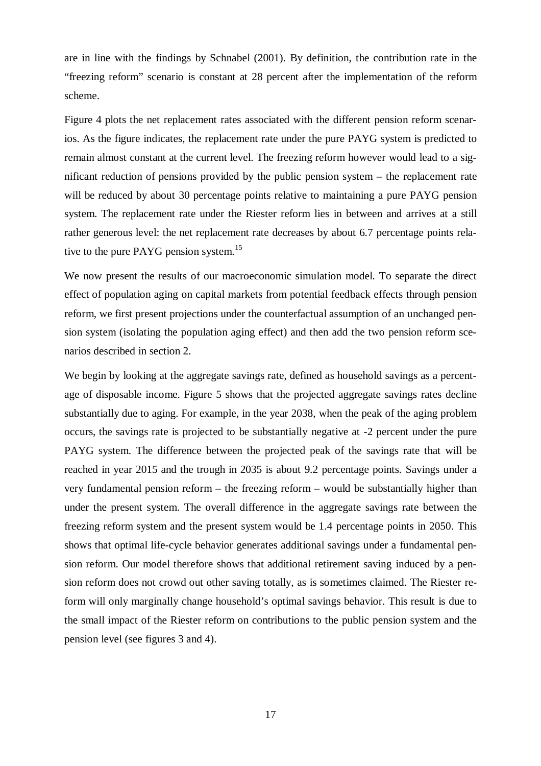are in line with the findings by Schnabel (2001). By definition, the contribution rate in the "freezing reform" scenario is constant at 28 percent after the implementation of the reform scheme.

Figure 4 plots the net replacement rates associated with the different pension reform scenarios. As the figure indicates, the replacement rate under the pure PAYG system is predicted to remain almost constant at the current level. The freezing reform however would lead to a significant reduction of pensions provided by the public pension system – the replacement rate will be reduced by about 30 percentage points relative to maintaining a pure PAYG pension system. The replacement rate under the Riester reform lies in between and arrives at a still rather generous level: the net replacement rate decreases by about 6.7 percentage points relative to the pure PAYG pension system.[15]

We now present the results of our macroeconomic simulation model. To separate the direct effect of population aging on capital markets from potential feedback effects through pension reform, we first present projections under the counterfactual assumption of an unchanged pension system (isolating the population aging effect) and then add the two pension reform scenarios described in section 2.

We begin by looking at the aggregate savings rate, defined as household savings as a percentage of disposable income. Figure 5 shows that the projected aggregate savings rates decline substantially due to aging. For example, in the year 2038, when the peak of the aging problem occurs, the savings rate is projected to be substantially negative at -2 percent under the pure PAYG system. The difference between the projected peak of the savings rate that will be reached in year 2015 and the trough in 2035 is about 9.2 percentage points. Savings under a very fundamental pension reform – the freezing reform – would be substantially higher than under the present system. The overall difference in the aggregate savings rate between the freezing reform system and the present system would be 1.4 percentage points in 2050. This shows that optimal life-cycle behavior generates additional savings under a fundamental pension reform. Our model therefore shows that additional retirement saving induced by a pension reform does not crowd out other saving totally, as is sometimes claimed. The Riester reform will only marginally change household's optimal savings behavior. This result is due to the small impact of the Riester reform on contributions to the public pension system and the pension level (see figures 3 and 4).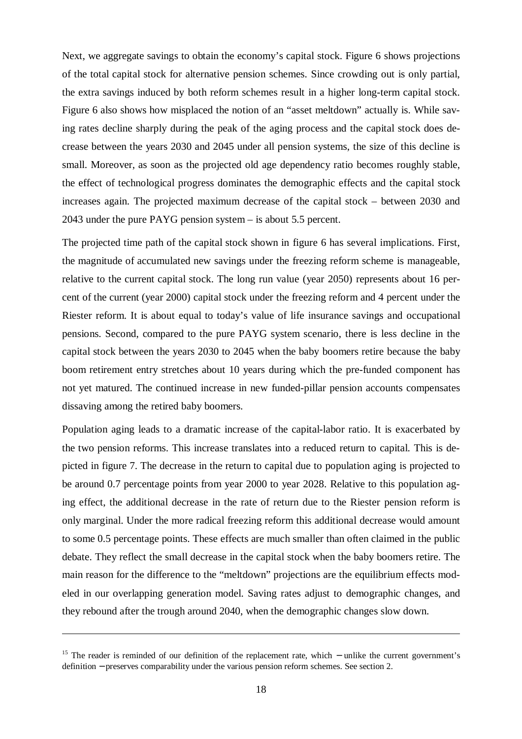Next, we aggregate savings to obtain the economy's capital stock. Figure 6 shows projections of the total capital stock for alternative pension schemes. Since crowding out is only partial, the extra savings induced by both reform schemes result in a higher long-term capital stock. Figure 6 also shows how misplaced the notion of an "asset meltdown" actually is. While saving rates decline sharply during the peak of the aging process and the capital stock does decrease between the years 2030 and 2045 under all pension systems, the size of this decline is small. Moreover, as soon as the projected old age dependency ratio becomes roughly stable, the effect of technological progress dominates the demographic effects and the capital stock increases again. The projected maximum decrease of the capital stock – between 2030 and 2043 under the pure PAYG pension system – is about 5.5 percent.

The projected time path of the capital stock shown in figure 6 has several implications. First, the magnitude of accumulated new savings under the freezing reform scheme is manageable, relative to the current capital stock. The long run value (year 2050) represents about 16 percent of the current (year 2000) capital stock under the freezing reform and 4 percent under the Riester reform. It is about equal to today's value of life insurance savings and occupational pensions. Second, compared to the pure PAYG system scenario, there is less decline in the capital stock between the years 2030 to 2045 when the baby boomers retire because the baby boom retirement entry stretches about 10 years during which the pre-funded component has not yet matured. The continued increase in new funded-pillar pension accounts compensates dissaving among the retired baby boomers.

Population aging leads to a dramatic increase of the capital-labor ratio. It is exacerbated by the two pension reforms. This increase translates into a reduced return to capital. This is depicted in figure 7. The decrease in the return to capital due to population aging is projected to be around 0.7 percentage points from year 2000 to year 2028. Relative to this population aging effect, the additional decrease in the rate of return due to the Riester pension reform is only marginal. Under the more radical freezing reform this additional decrease would amount to some 0.5 percentage points. These effects are much smaller than often claimed in the public debate. They reflect the small decrease in the capital stock when the baby boomers retire. The main reason for the difference to the "meltdown" projections are the equilibrium effects modeled in our overlapping generation model. Saving rates adjust to demographic changes, and they rebound after the trough around 2040, when the demographic changes slow down.

---

[15] The reader is reminded of our definition of the replacement rate, which – unlike the current government's definition – preserves comparability under the various pension reform schemes. See section 2.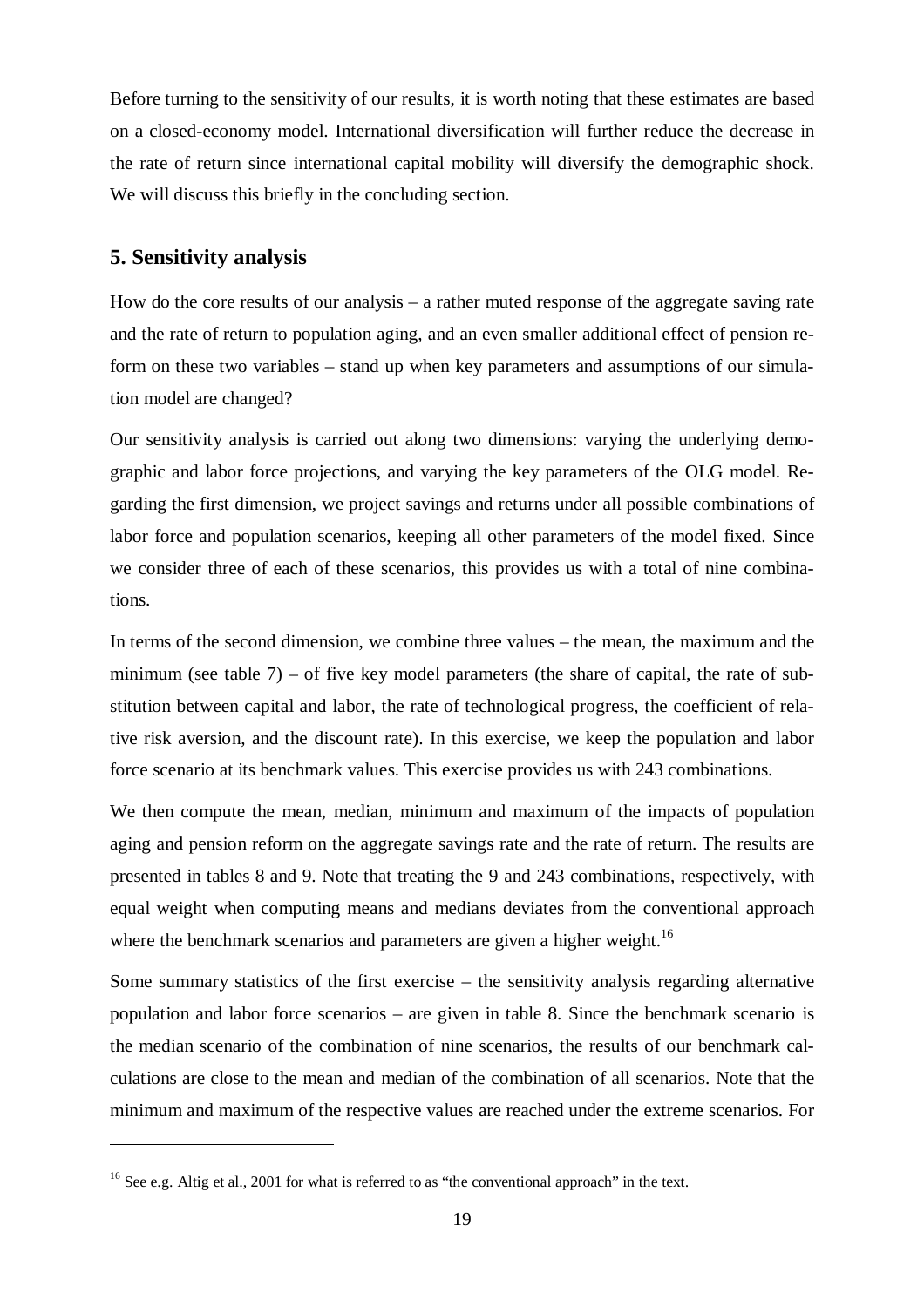Before turning to the sensitivity of our results, it is worth noting that these estimates are based on a closed-economy model. International diversification will further reduce the decrease in the rate of return since international capital mobility will diversify the demographic shock. We will discuss this briefly in the concluding section.

## 5. Sensitivity analysis

How do the core results of our analysis – a rather muted response of the aggregate saving rate and the rate of return to population aging, and an even smaller additional effect of pension reform on these two variables – stand up when key parameters and assumptions of our simulation model are changed?

Our sensitivity analysis is carried out along two dimensions: varying the underlying demographic and labor force projections, and varying the key parameters of the OLG model. Regarding the first dimension, we project savings and returns under all possible combinations of labor force and population scenarios, keeping all other parameters of the model fixed. Since we consider three of each of these scenarios, this provides us with a total of nine combinations.

In terms of the second dimension, we combine three values – the mean, the maximum and the minimum (see table 7) – of five key model parameters (the share of capital, the rate of substitution between capital and labor, the rate of technological progress, the coefficient of relative risk aversion, and the discount rate). In this exercise, we keep the population and labor force scenario at its benchmark values. This exercise provides us with 243 combinations.

We then compute the mean, median, minimum and maximum of the impacts of population aging and pension reform on the aggregate savings rate and the rate of return. The results are presented in tables 8 and 9. Note that treating the 9 and 243 combinations, respectively, with equal weight when computing means and medians deviates from the conventional approach where the benchmark scenarios and parameters are given a higher weight.[16]

Some summary statistics of the first exercise – the sensitivity analysis regarding alternative population and labor force scenarios – are given in table 8. Since the benchmark scenario is the median scenario of the combination of nine scenarios, the results of our benchmark calculations are close to the mean and median of the combination of all scenarios. Note that the minimum and maximum of the respective values are reached under the extreme scenarios. For

---

[16] See e.g. Altig et al., 2001 for what is referred to as "the conventional approach" in the text.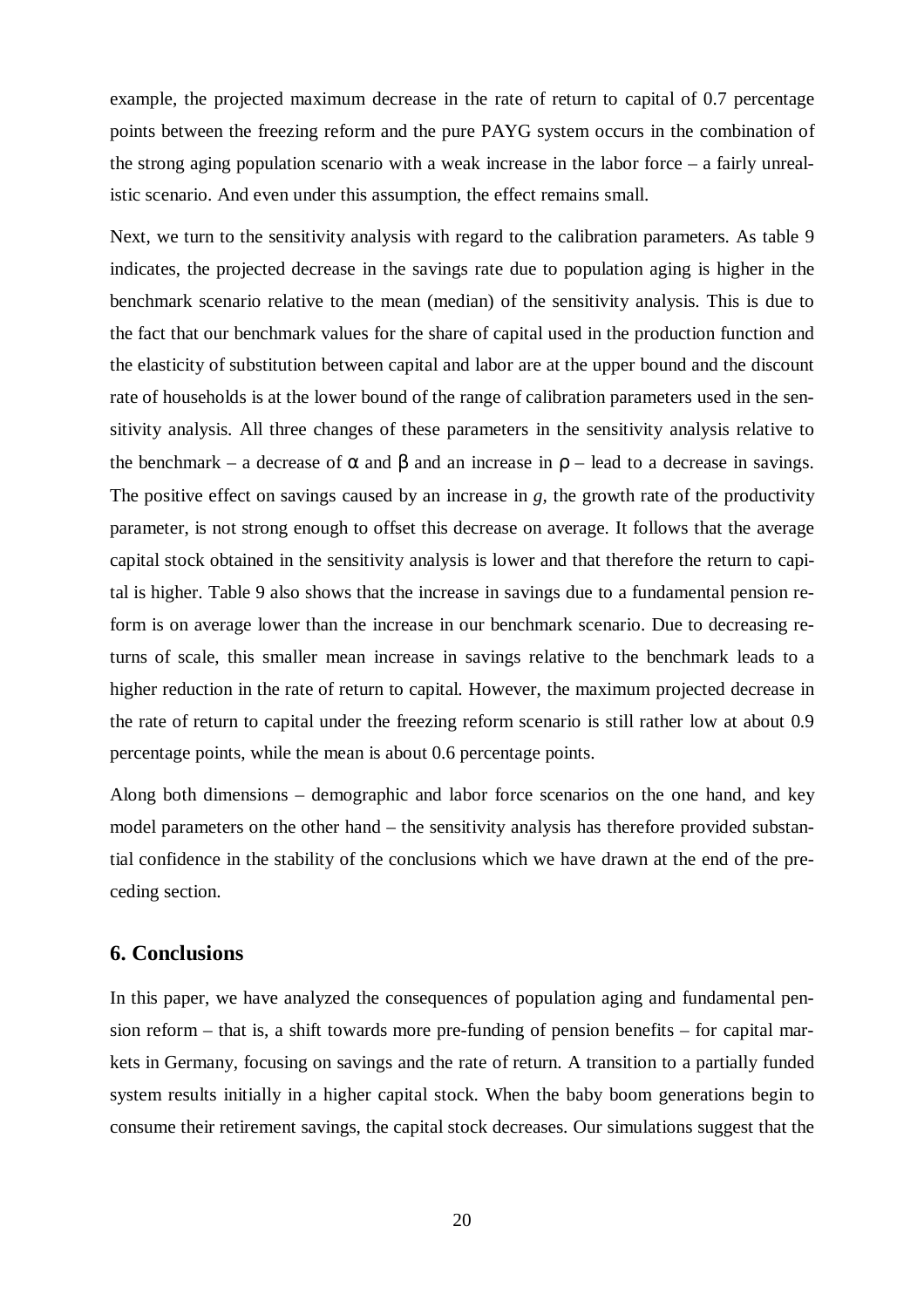example, the projected maximum decrease in the rate of return to capital of 0.7 percentage points between the freezing reform and the pure PAYG system occurs in the combination of the strong aging population scenario with a weak increase in the labor force – a fairly unrealistic scenario. And even under this assumption, the effect remains small.

Next, we turn to the sensitivity analysis with regard to the calibration parameters. As table 9 indicates, the projected decrease in the savings rate due to population aging is higher in the benchmark scenario relative to the mean (median) of the sensitivity analysis. This is due to the fact that our benchmark values for the share of capital used in the production function and the elasticity of substitution between capital and labor are at the upper bound and the discount rate of households is at the lower bound of the range of calibration parameters used in the sensitivity analysis. All three changes of these parameters in the sensitivity analysis relative to the benchmark – a decrease of $\alpha$ and $\beta$ and an increase in $\rho$ – lead to a decrease in savings. The positive effect on savings caused by an increase in $g$, the growth rate of the productivity parameter, is not strong enough to offset this decrease on average. It follows that the average capital stock obtained in the sensitivity analysis is lower and that therefore the return to capital is higher. Table 9 also shows that the increase in savings due to a fundamental pension reform is on average lower than the increase in our benchmark scenario. Due to decreasing returns of scale, this smaller mean increase in savings relative to the benchmark leads to a higher reduction in the rate of return to capital. However, the maximum projected decrease in the rate of return to capital under the freezing reform scenario is still rather low at about 0.9 percentage points, while the mean is about 0.6 percentage points.

Along both dimensions – demographic and labor force scenarios on the one hand, and key model parameters on the other hand – the sensitivity analysis has therefore provided substantial confidence in the stability of the conclusions which we have drawn at the end of the preceding section.

## 6. Conclusions

In this paper, we have analyzed the consequences of population aging and fundamental pension reform – that is, a shift towards more pre-funding of pension benefits – for capital markets in Germany, focusing on savings and the rate of return. A transition to a partially funded system results initially in a higher capital stock. When the baby boom generations begin to consume their retirement savings, the capital stock decreases. Our simulations suggest that the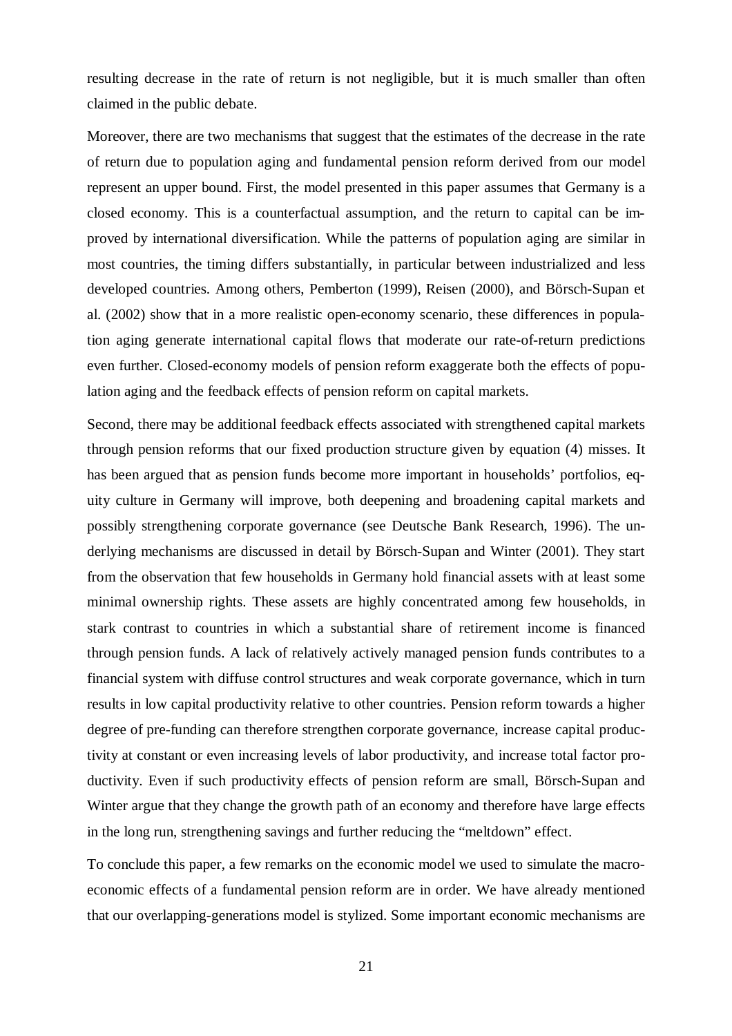resulting decrease in the rate of return is not negligible, but it is much smaller than often claimed in the public debate.

Moreover, there are two mechanisms that suggest that the estimates of the decrease in the rate of return due to population aging and fundamental pension reform derived from our model represent an upper bound. First, the model presented in this paper assumes that Germany is a closed economy. This is a counterfactual assumption, and the return to capital can be improved by international diversification. While the patterns of population aging are similar in most countries, the timing differs substantially, in particular between industrialized and less developed countries. Among others, Pemberton (1999), Reisen (2000), and Börsch-Supan et al. (2002) show that in a more realistic open-economy scenario, these differences in population aging generate international capital flows that moderate our rate-of-return predictions even further. Closed-economy models of pension reform exaggerate both the effects of population aging and the feedback effects of pension reform on capital markets.

Second, there may be additional feedback effects associated with strengthened capital markets through pension reforms that our fixed production structure given by equation (4) misses. It has been argued that as pension funds become more important in households' portfolios, equity culture in Germany will improve, both deepening and broadening capital markets and possibly strengthening corporate governance (see Deutsche Bank Research, 1996). The underlying mechanisms are discussed in detail by Börsch-Supan and Winter (2001). They start from the observation that few households in Germany hold financial assets with at least some minimal ownership rights. These assets are highly concentrated among few households, in stark contrast to countries in which a substantial share of retirement income is financed through pension funds. A lack of relatively actively managed pension funds contributes to a financial system with diffuse control structures and weak corporate governance, which in turn results in low capital productivity relative to other countries. Pension reform towards a higher degree of pre-funding can therefore strengthen corporate governance, increase capital productivity at constant or even increasing levels of labor productivity, and increase total factor productivity. Even if such productivity effects of pension reform are small, Börsch-Supan and Winter argue that they change the growth path of an economy and therefore have large effects in the long run, strengthening savings and further reducing the "meltdown" effect.

To conclude this paper, a few remarks on the economic model we used to simulate the macroeconomic effects of a fundamental pension reform are in order. We have already mentioned that our overlapping-generations model is stylized. Some important economic mechanisms are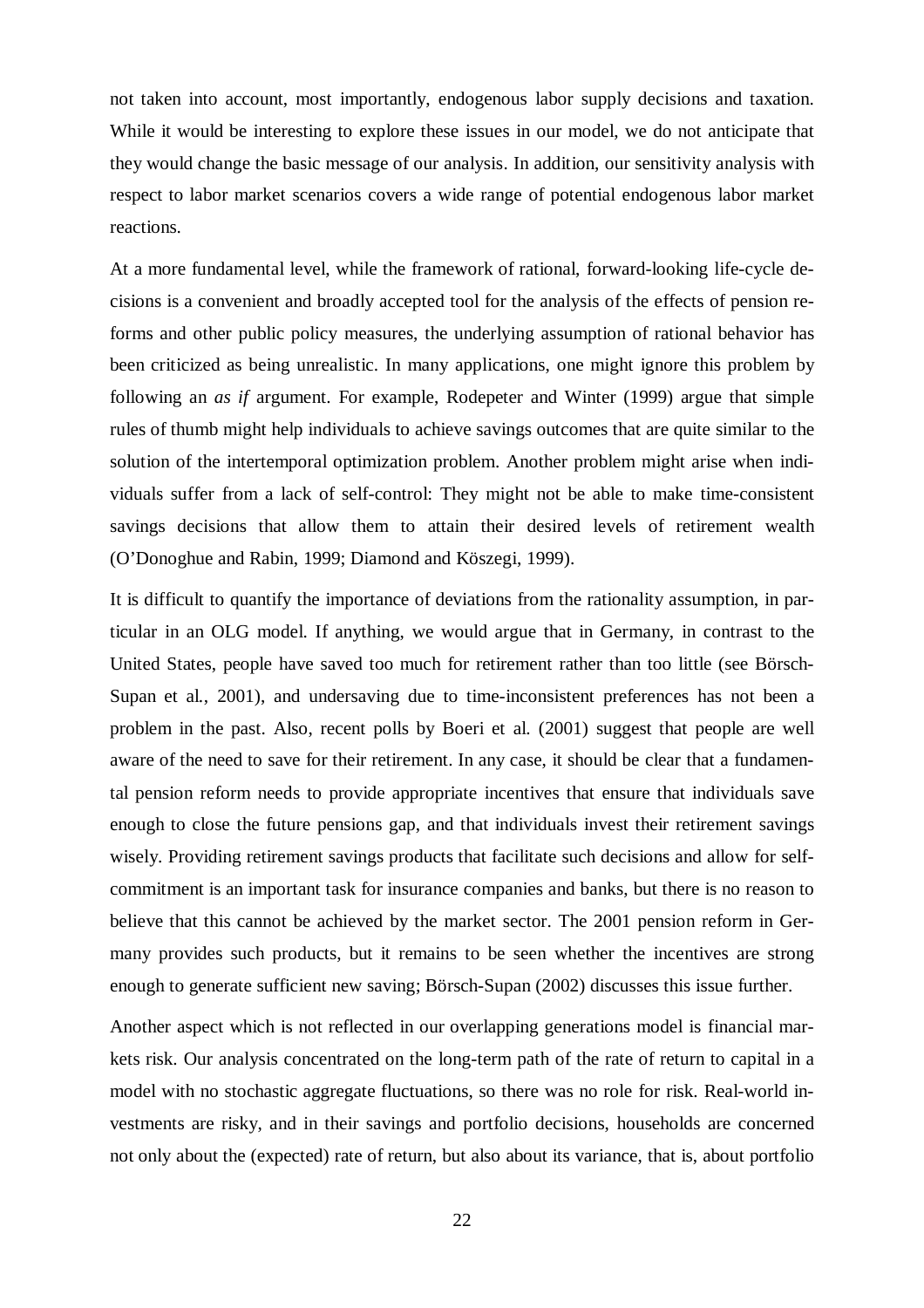not taken into account, most importantly, endogenous labor supply decisions and taxation. While it would be interesting to explore these issues in our model, we do not anticipate that they would change the basic message of our analysis. In addition, our sensitivity analysis with respect to labor market scenarios covers a wide range of potential endogenous labor market reactions.

At a more fundamental level, while the framework of rational, forward-looking life-cycle decisions is a convenient and broadly accepted tool for the analysis of the effects of pension reforms and other public policy measures, the underlying assumption of rational behavior has been criticized as being unrealistic. In many applications, one might ignore this problem by following an *as if* argument. For example, Rodepeter and Winter (1999) argue that simple rules of thumb might help individuals to achieve savings outcomes that are quite similar to the solution of the intertemporal optimization problem. Another problem might arise when individuals suffer from a lack of self-control: They might not be able to make time-consistent savings decisions that allow them to attain their desired levels of retirement wealth (O'Donoghue and Rabin, 1999; Diamond and Köszegi, 1999).

It is difficult to quantify the importance of deviations from the rationality assumption, in particular in an OLG model. If anything, we would argue that in Germany, in contrast to the United States, people have saved too much for retirement rather than too little (see Börsch-Supan et al., 2001), and undersaving due to time-inconsistent preferences has not been a problem in the past. Also, recent polls by Boeri et al. (2001) suggest that people are well aware of the need to save for their retirement. In any case, it should be clear that a fundamental pension reform needs to provide appropriate incentives that ensure that individuals save enough to close the future pensions gap, and that individuals invest their retirement savings wisely. Providing retirement savings products that facilitate such decisions and allow for self-commitment is an important task for insurance companies and banks, but there is no reason to believe that this cannot be achieved by the market sector. The 2001 pension reform in Germany provides such products, but it remains to be seen whether the incentives are strong enough to generate sufficient new saving; Börsch-Supan (2002) discusses this issue further.

Another aspect which is not reflected in our overlapping generations model is financial markets risk. Our analysis concentrated on the long-term path of the rate of return to capital in a model with no stochastic aggregate fluctuations, so there was no role for risk. Real-world investments are risky, and in their savings and portfolio decisions, households are concerned not only about the (expected) rate of return, but also about its variance, that is, about portfolio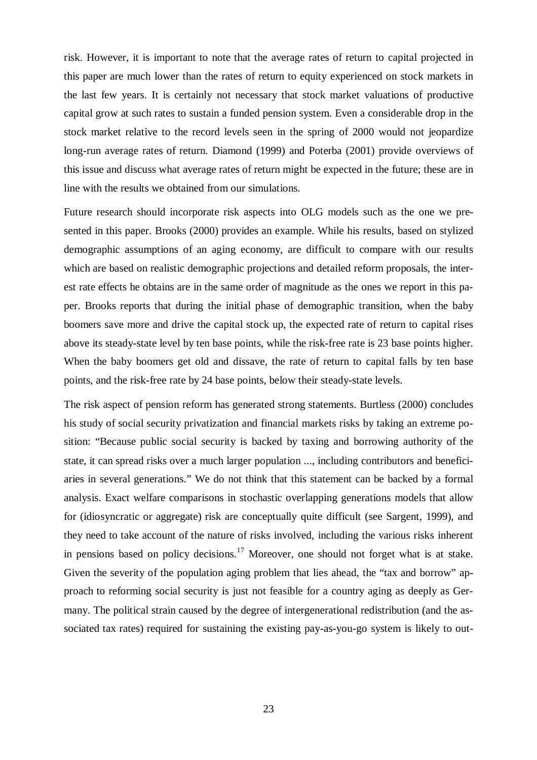risk. However, it is important to note that the average rates of return to capital projected in this paper are much lower than the rates of return to equity experienced on stock markets in the last few years. It is certainly not necessary that stock market valuations of productive capital grow at such rates to sustain a funded pension system. Even a considerable drop in the stock market relative to the record levels seen in the spring of 2000 would not jeopardize long-run average rates of return. Diamond (1999) and Poterba (2001) provide overviews of this issue and discuss what average rates of return might be expected in the future; these are in line with the results we obtained from our simulations.

Future research should incorporate risk aspects into OLG models such as the one we presented in this paper. Brooks (2000) provides an example. While his results, based on stylized demographic assumptions of an aging economy, are difficult to compare with our results which are based on realistic demographic projections and detailed reform proposals, the interest rate effects he obtains are in the same order of magnitude as the ones we report in this paper. Brooks reports that during the initial phase of demographic transition, when the baby boomers save more and drive the capital stock up, the expected rate of return to capital rises above its steady-state level by ten base points, while the risk-free rate is 23 base points higher. When the baby boomers get old and dissave, the rate of return to capital falls by ten base points, and the risk-free rate by 24 base points, below their steady-state levels.

The risk aspect of pension reform has generated strong statements. Burtless (2000) concludes his study of social security privatization and financial markets risks by taking an extreme position: "Because public social security is backed by taxing and borrowing authority of the state, it can spread risks over a much larger population ..., including contributors and beneficiaries in several generations." We do not think that this statement can be backed by a formal analysis. Exact welfare comparisons in stochastic overlapping generations models that allow for (idiosyncratic or aggregate) risk are conceptually quite difficult (see Sargent, 1999), and they need to take account of the nature of risks involved, including the various risks inherent in pensions based on policy decisions.[17] Moreover, one should not forget what is at stake. Given the severity of the population aging problem that lies ahead, the "tax and borrow" approach to reforming social security is just not feasible for a country aging as deeply as Germany. The political strain caused by the degree of intergenerational redistribution (and the associated tax rates) required for sustaining the existing pay-as-you-go system is likely to out-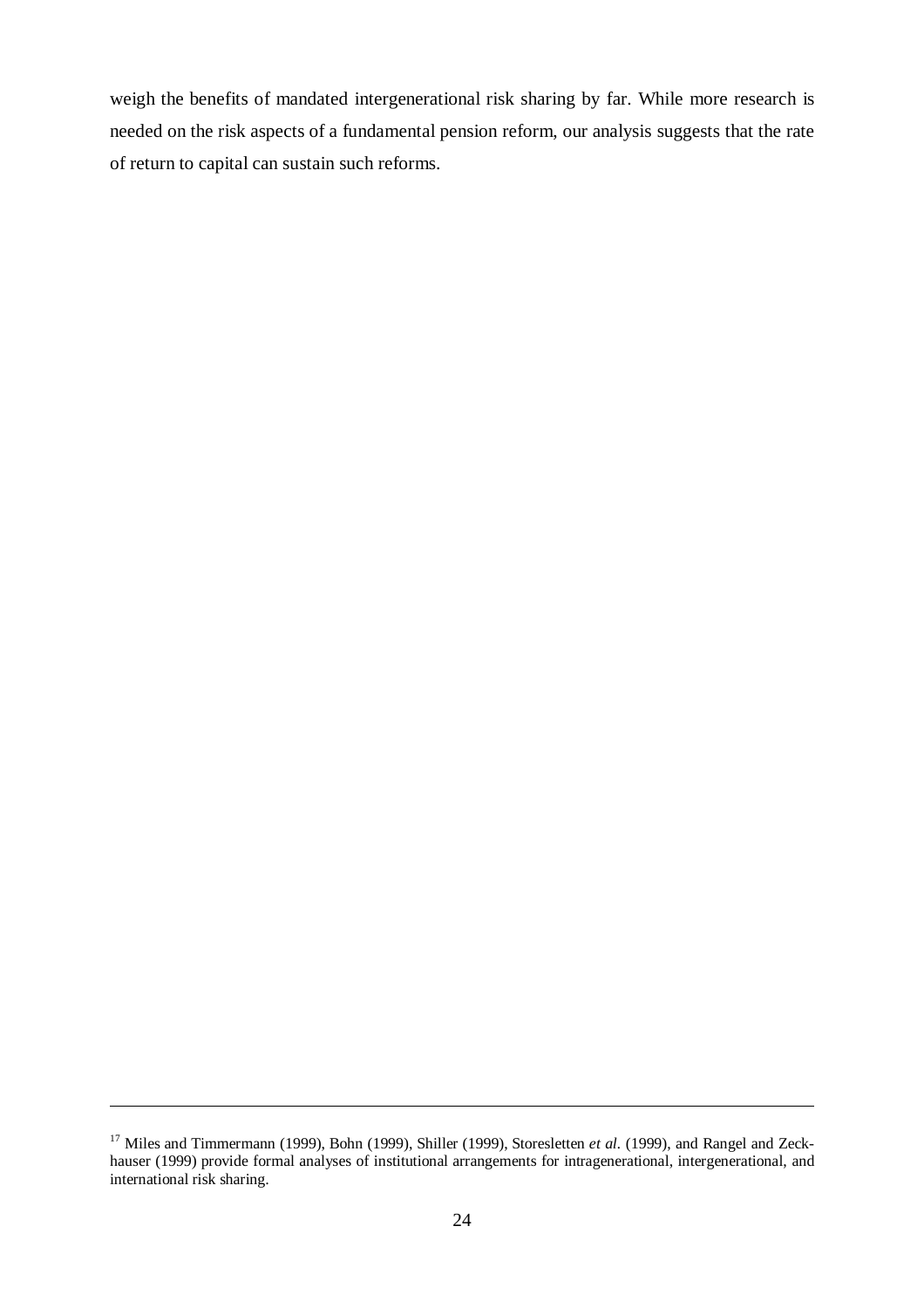weigh the benefits of mandated intergenerational risk sharing by far. While more research is needed on the risk aspects of a fundamental pension reform, our analysis suggests that the rate of return to capital can sustain such reforms.

---

[17] Miles and Timmermann (1999), Bohn (1999), Shiller (1999), Storesletten *et al.* (1999), and Rangel and Zeckhauser (1999) provide formal analyses of institutional arrangements for intragenerational, intergenerational, and international risk sharing.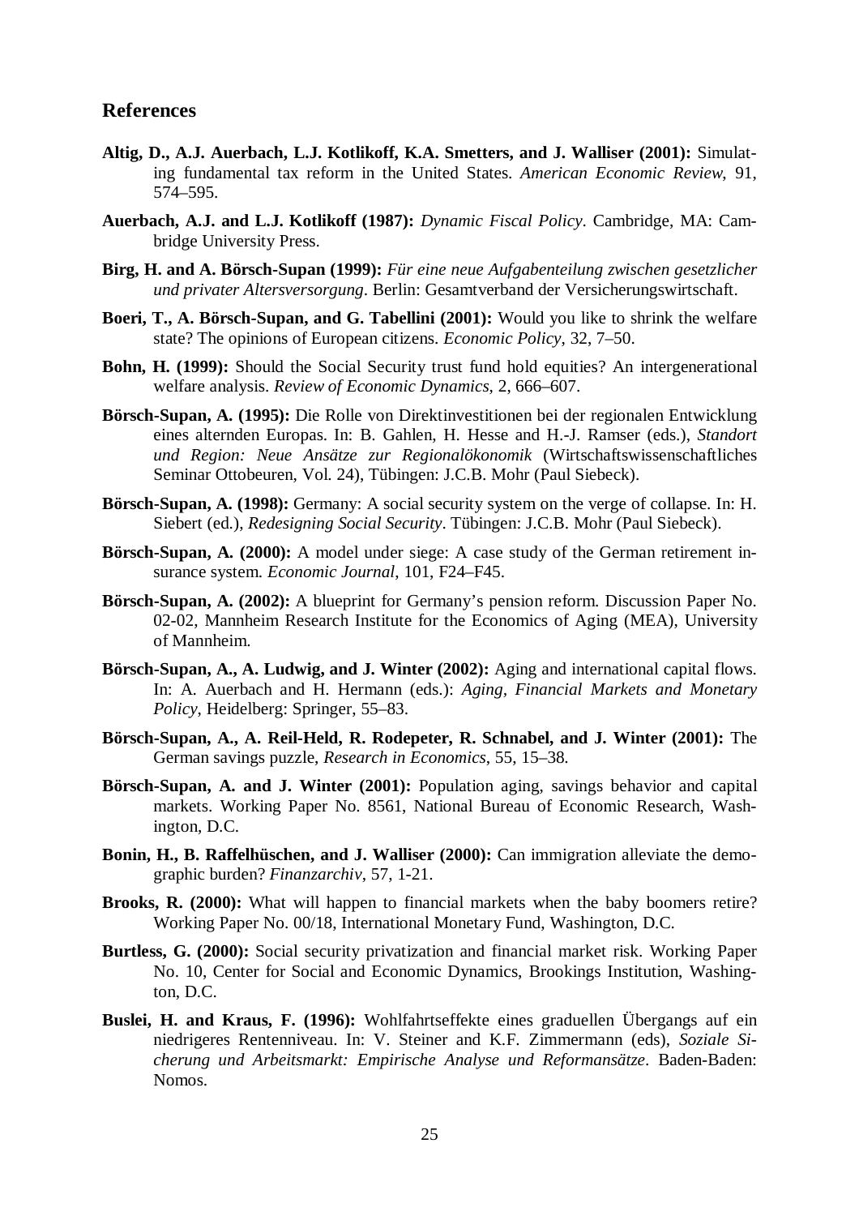## References

**Altig, D., A.J. Auerbach, L.J. Kotlikoff, K.A. Smetters, and J. Walliser (2001):** Simulating fundamental tax reform in the United States. *American Economic Review*, 91, 574–595.

**Auerbach, A.J. and L.J. Kotlikoff (1987):** *Dynamic Fiscal Policy*. Cambridge, MA: Cambridge University Press.

**Birg, H. and A. Börsch-Supan (1999):** *Für eine neue Aufgabenteilung zwischen gesetzlicher und privater Altersversorgung*. Berlin: Gesamtverband der Versicherungswirtschaft.

**Boeri, T., A. Börsch-Supan, and G. Tabellini (2001):** Would you like to shrink the welfare state? The opinions of European citizens. *Economic Policy*, 32, 7–50.

**Bohn, H. (1999):** Should the Social Security trust fund hold equities? An intergenerational welfare analysis. *Review of Economic Dynamics*, 2, 666–607.

**Börsch-Supan, A. (1995):** Die Rolle von Direktinvestitionen bei der regionalen Entwicklung eines alternden Europas. In: B. Gahlen, H. Hesse and H.-J. Ramser (eds.), *Standort und Region: Neue Ansätze zur Regionalökonomik* (Wirtschaftswissenschaftliches Seminar Ottobeuren, Vol. 24), Tübingen: J.C.B. Mohr (Paul Siebeck).

**Börsch-Supan, A. (1998):** Germany: A social security system on the verge of collapse. In: H. Siebert (ed.), *Redesigning Social Security*. Tübingen: J.C.B. Mohr (Paul Siebeck).

**Börsch-Supan, A. (2000):** A model under siege: A case study of the German retirement insurance system. *Economic Journal*, 101, F24–F45.

**Börsch-Supan, A. (2002):** A blueprint for Germany's pension reform. Discussion Paper No. 02-02, Mannheim Research Institute for the Economics of Aging (MEA), University of Mannheim.

**Börsch-Supan, A., A. Ludwig, and J. Winter (2002):** Aging and international capital flows. In: A. Auerbach and H. Hermann (eds.): *Aging, Financial Markets and Monetary Policy*, Heidelberg: Springer, 55–83.

**Börsch-Supan, A., A. Reil-Held, R. Rodepeter, R. Schnabel, and J. Winter (2001):** The German savings puzzle, *Research in Economics*, 55, 15–38.

**Börsch-Supan, A. and J. Winter (2001):** Population aging, savings behavior and capital markets. Working Paper No. 8561, National Bureau of Economic Research, Washington, D.C.

**Bonin, H., B. Raffelhüschen, and J. Walliser (2000):** Can immigration alleviate the demographic burden? *Finanzarchiv*, 57, 1-21.

**Brooks, R. (2000):** What will happen to financial markets when the baby boomers retire? Working Paper No. 00/18, International Monetary Fund, Washington, D.C.

**Burtless, G. (2000):** Social security privatization and financial market risk. Working Paper No. 10, Center for Social and Economic Dynamics, Brookings Institution, Washington, D.C.

**Buslei, H. and Kraus, F. (1996):** Wohlfahrtseffekte eines graduellen Übergangs auf ein niedrigeres Rentenniveau. In: V. Steiner and K.F. Zimmermann (eds), *Soziale Sicherung und Arbeitsmarkt: Empirische Analyse und Reformansätze*. Baden-Baden: Nomos.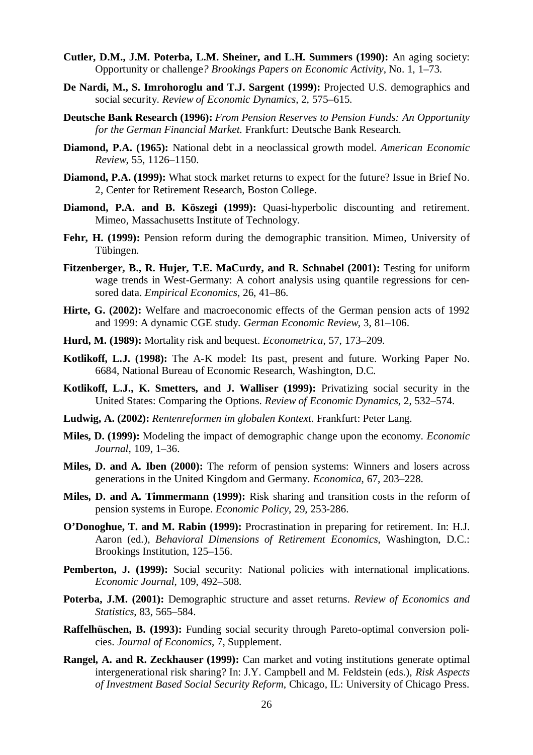**Cutler, D.M., J.M. Poterba, L.M. Sheiner, and L.H. Summers (1990):** An aging society: Opportunity or challenge*? Brookings Papers on Economic Activity*, No. 1, 1–73.

**De Nardi, M., S. Imrohoroglu and T.J. Sargent (1999):** Projected U.S. demographics and social security. *Review of Economic Dynamics*, 2, 575–615.

**Deutsche Bank Research (1996):** *From Pension Reserves to Pension Funds: An Opportunity for the German Financial Market.* Frankfurt: Deutsche Bank Research.

**Diamond, P.A. (1965):** National debt in a neoclassical growth model. *American Economic Review*, 55, 1126–1150.

**Diamond, P.A. (1999):** What stock market returns to expect for the future? Issue in Brief No. 2, Center for Retirement Research, Boston College.

**Diamond, P.A. and B. Köszegi (1999):** Quasi-hyperbolic discounting and retirement. Mimeo, Massachusetts Institute of Technology.

**Fehr, H. (1999):** Pension reform during the demographic transition. Mimeo, University of Tübingen.

**Fitzenberger, B., R. Hujer, T.E. MaCurdy, and R. Schnabel (2001):** Testing for uniform wage trends in West-Germany: A cohort analysis using quantile regressions for censored data. *Empirical Economics*, 26, 41–86.

**Hirte, G. (2002):** Welfare and macroeconomic effects of the German pension acts of 1992 and 1999: A dynamic CGE study. *German Economic Review*, 3, 81–106.

**Hurd, M. (1989):** Mortality risk and bequest. *Econometrica*, 57, 173–209.

**Kotlikoff, L.J. (1998):** The A-K model: Its past, present and future. Working Paper No. 6684, National Bureau of Economic Research, Washington, D.C.

**Kotlikoff, L.J., K. Smetters, and J. Walliser (1999):** Privatizing social security in the United States: Comparing the Options. *Review of Economic Dynamics*, 2, 532–574.

**Ludwig, A. (2002):** *Rentenreformen im globalen Kontext*. Frankfurt: Peter Lang.

**Miles, D. (1999):** Modeling the impact of demographic change upon the economy. *Economic Journal*, 109, 1–36.

**Miles, D. and A. Iben (2000):** The reform of pension systems: Winners and losers across generations in the United Kingdom and Germany. *Economica*, 67, 203–228.

**Miles, D. and A. Timmermann (1999):** Risk sharing and transition costs in the reform of pension systems in Europe. *Economic Policy*, 29, 253-286.

**O'Donoghue, T. and M. Rabin (1999):** Procrastination in preparing for retirement. In: H.J. Aaron (ed.), *Behavioral Dimensions of Retirement Economics*, Washington, D.C.: Brookings Institution, 125–156.

**Pemberton, J. (1999):** Social security: National policies with international implications. *Economic Journal*, 109, 492–508.

**Poterba, J.M. (2001):** Demographic structure and asset returns. *Review of Economics and Statistics*, 83, 565–584.

**Raffelhüschen, B. (1993):** Funding social security through Pareto-optimal conversion policies. *Journal of Economics*, 7, Supplement.

**Rangel, A. and R. Zeckhauser (1999):** Can market and voting institutions generate optimal intergenerational risk sharing? In: J.Y. Campbell and M. Feldstein (eds.), *Risk Aspects of Investment Based Social Security Reform*, Chicago, IL: University of Chicago Press.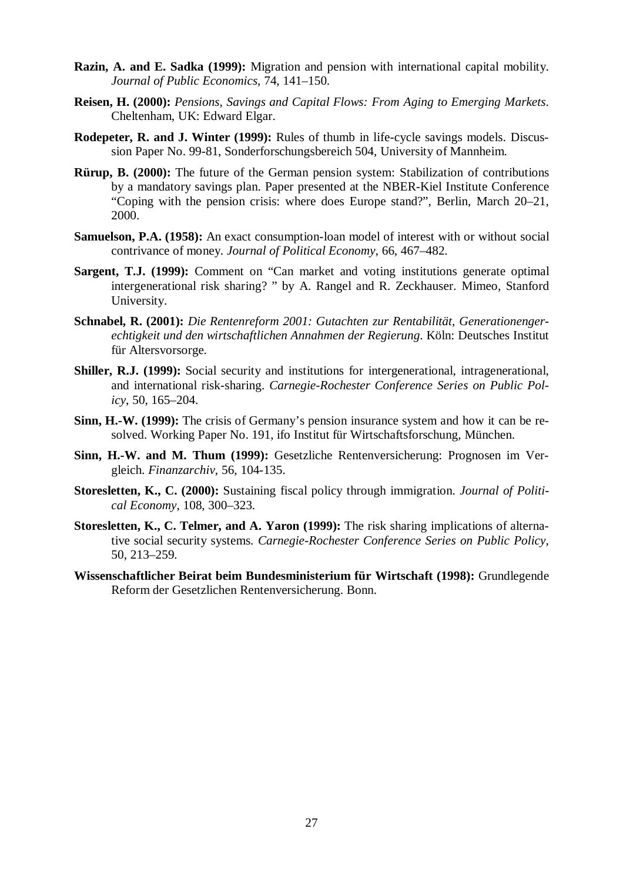**Razin, A. and E. Sadka (1999):** Migration and pension with international capital mobility. *Journal of Public Economics*, 74, 141–150.

**Reisen, H. (2000):** *Pensions, Savings and Capital Flows: From Aging to Emerging Markets*. Cheltenham, UK: Edward Elgar.

**Rodepeter, R. and J. Winter (1999):** Rules of thumb in life-cycle savings models. Discussion Paper No. 99-81, Sonderforschungsbereich 504, University of Mannheim.

**Rürup, B. (2000):** The future of the German pension system: Stabilization of contributions by a mandatory savings plan. Paper presented at the NBER-Kiel Institute Conference "Coping with the pension crisis: where does Europe stand?", Berlin, March 20–21, 2000.

**Samuelson, P.A. (1958):** An exact consumption-loan model of interest with or without social contrivance of money. *Journal of Political Economy*, 66, 467–482.

**Sargent, T.J. (1999):** Comment on "Can market and voting institutions generate optimal intergenerational risk sharing? " by A. Rangel and R. Zeckhauser. Mimeo, Stanford University.

**Schnabel, R. (2001):** *Die Rentenreform 2001: Gutachten zur Rentabilität, Generationengerechtigkeit und den wirtschaftlichen Annahmen der Regierung*. Köln: Deutsches Institut für Altersvorsorge.

**Shiller, R.J. (1999):** Social security and institutions for intergenerational, intragenerational, and international risk-sharing. *Carnegie-Rochester Conference Series on Public Policy*, 50, 165–204.

**Sinn, H.-W. (1999):** The crisis of Germany's pension insurance system and how it can be resolved. Working Paper No. 191, ifo Institut für Wirtschaftsforschung, München.

**Sinn, H.-W. and M. Thum (1999):** Gesetzliche Rentenversicherung: Prognosen im Vergleich. *Finanzarchiv*, 56, 104-135.

**Storesletten, K., C. (2000):** Sustaining fiscal policy through immigration. *Journal of Political Economy*, 108, 300–323.

**Storesletten, K., C. Telmer, and A. Yaron (1999):** The risk sharing implications of alternative social security systems. *Carnegie-Rochester Conference Series on Public Policy*, 50, 213–259.

**Wissenschaftlicher Beirat beim Bundesministerium für Wirtschaft (1998):** Grundlegende Reform der Gesetzlichen Rentenversicherung. Bonn.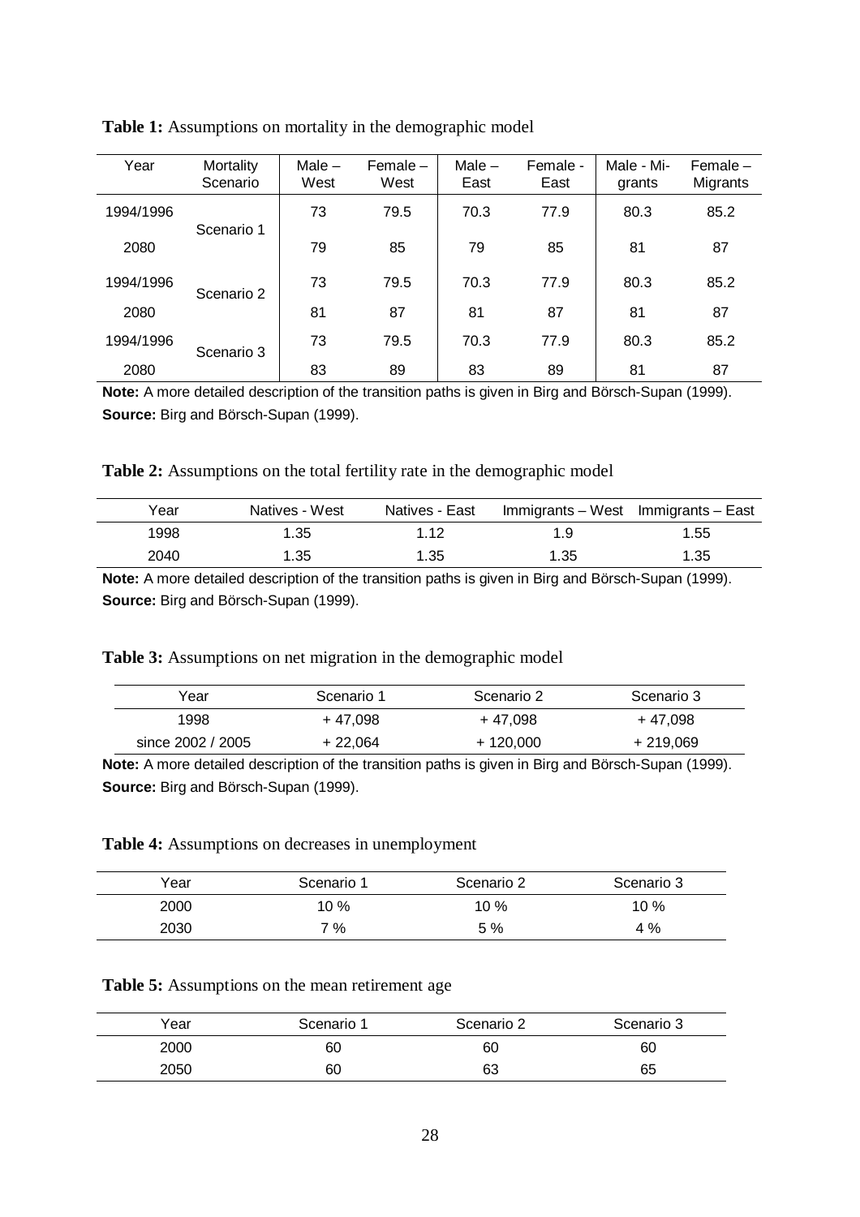**Table 1:** Assumptions on mortality in the demographic model

| Year | Mortality Scenario | Male – West | Female – West | Male – East | Female - East | Male - Migrants | Female – Migrants |
|---|---|---|---|---|---|---|---|
| 1994/1996 | Scenario 1 | 73 | 79.5 | 70.3 | 77.9 | 80.3 | 85.2 |
| 2080 | | 79 | 85 | 79 | 85 | 81 | 87 |
| 1994/1996 | Scenario 2 | 73 | 79.5 | 70.3 | 77.9 | 80.3 | 85.2 |
| 2080 | | 81 | 87 | 81 | 87 | 81 | 87 |
| 1994/1996 | Scenario 3 | 73 | 79.5 | 70.3 | 77.9 | 80.3 | 85.2 |
| 2080 | | 83 | 89 | 83 | 89 | 81 | 87 |

**Note:** A more detailed description of the transition paths is given in Birg and Börsch-Supan (1999).
**Source:** Birg and Börsch-Supan (1999).

**Table 2:** Assumptions on the total fertility rate in the demographic model

| Year | Natives - West | Natives - East | Immigrants – West | Immigrants – East |
|---|---|---|---|---|
| 1998 | 1.35 | 1.12 | 1.9 | 1.55 |
| 2040 | 1.35 | 1.35 | 1.35 | 1.35 |

**Note:** A more detailed description of the transition paths is given in Birg and Börsch-Supan (1999).
**Source:** Birg and Börsch-Supan (1999).

**Table 3:** Assumptions on net migration in the demographic model

| Year | Scenario 1 | Scenario 2 | Scenario 3 |
|---|---|---|---|
| 1998 | + 47,098 | + 47,098 | + 47,098 |
| since 2002 / 2005 | + 22,064 | + 120,000 | + 219,069 |

**Note:** A more detailed description of the transition paths is given in Birg and Börsch-Supan (1999).
**Source:** Birg and Börsch-Supan (1999).

**Table 4:** Assumptions on decreases in unemployment

| Year | Scenario 1 | Scenario 2 | Scenario 3 |
|---|---|---|---|
| 2000 | 10 % | 10 % | 10 % |
| 2030 | 7 % | 5 % | 4 % |

**Table 5:** Assumptions on the mean retirement age

| Year | Scenario 1 | Scenario 2 | Scenario 3 |
|---|---|---|---|
| 2000 | 60 | 60 | 60 |
| 2050 | 60 | 63 | 65 |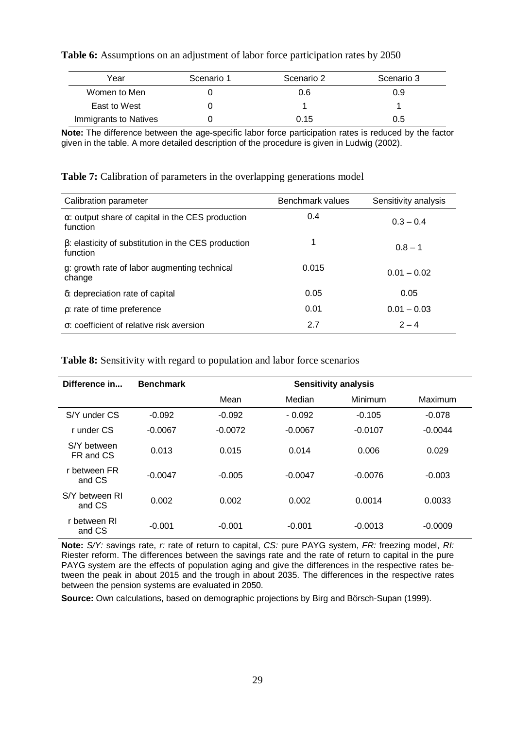**Table 6:** Assumptions on an adjustment of labor force participation rates by 2050

| Year | Scenario 1 | Scenario 2 | Scenario 3 |
|---|---|---|---|
| Women to Men | 0 | 0.6 | 0.9 |
| East to West | 0 | 1 | 1 |
| Immigrants to Natives | 0 | 0.15 | 0.5 |

**Note:** The difference between the age-specific labor force participation rates is reduced by the factor given in the table. A more detailed description of the procedure is given in Ludwig (2002).

**Table 7:** Calibration of parameters in the overlapping generations model

| Calibration parameter | Benchmark values | Sensitivity analysis |
|---|---|---|
| α: output share of capital in the CES production function | 0.4 | 0.3 – 0.4 |
| β: elasticity of substitution in the CES production function | 1 | 0.8 – 1 |
| g: growth rate of labor augmenting technical change | 0.015 | 0.01 – 0.02 |
| δ: depreciation rate of capital | 0.05 | 0.05 |
| ρ: rate of time preference | 0.01 | 0.01 – 0.03 |
| σ: coefficient of relative risk aversion | 2.7 | 2 – 4 |

**Table 8:** Sensitivity with regard to population and labor force scenarios

| **Difference in...** | **Benchmark** | **Sensitivity analysis** | | | |
|---|---|---|---|---|---|
| | | Mean | Median | Minimum | Maximum |
| S/Y under CS | -0.092 | -0.092 | - 0.092 | -0.105 | -0.078 |
| r under CS | -0.0067 | -0.0072 | -0.0067 | -0.0107 | -0.0044 |
| S/Y between FR and CS | 0.013 | 0.015 | 0.014 | 0.006 | 0.029 |
| r between FR and CS | -0.0047 | -0.005 | -0.0047 | -0.0076 | -0.003 |
| S/Y between RI and CS | 0.002 | 0.002 | 0.002 | 0.0014 | 0.0033 |
| r between RI and CS | -0.001 | -0.001 | -0.001 | -0.0013 | -0.0009 |

**Note:** *S/Y:* savings rate, *r:* rate of return to capital, *CS:* pure PAYG system, *FR:* freezing model, *RI:* Riester reform. The differences between the savings rate and the rate of return to capital in the pure PAYG system are the effects of population aging and give the differences in the respective rates between the peak in about 2015 and the trough in about 2035. The differences in the respective rates between the pension systems are evaluated in 2050.

**Source:** Own calculations, based on demographic projections by Birg and Börsch-Supan (1999).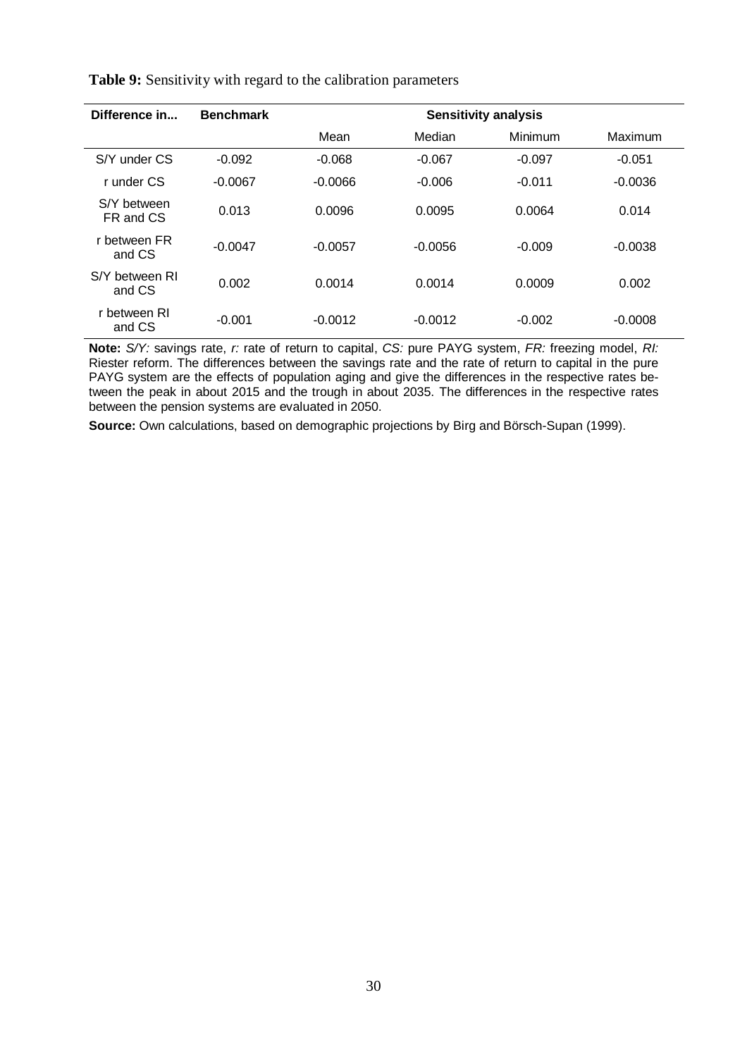**Table 9:** Sensitivity with regard to the calibration parameters

| Difference in... | Benchmark | Sensitivity analysis | | | |
|---|---|---|---|---|---|
| | | Mean | Median | Minimum | Maximum |
| S/Y under CS | -0.092 | -0.068 | -0.067 | -0.097 | -0.051 |
| r under CS | -0.0067 | -0.0066 | -0.006 | -0.011 | -0.0036 |
| S/Y between FR and CS | 0.013 | 0.0096 | 0.0095 | 0.0064 | 0.014 |
| r between FR and CS | -0.0047 | -0.0057 | -0.0056 | -0.009 | -0.0038 |
| S/Y between RI and CS | 0.002 | 0.0014 | 0.0014 | 0.0009 | 0.002 |
| r between RI and CS | -0.001 | -0.0012 | -0.0012 | -0.002 | -0.0008 |

**Note:** *S/Y:* savings rate, *r:* rate of return to capital, *CS:* pure PAYG system, *FR:* freezing model, *RI:* Riester reform. The differences between the savings rate and the rate of return to capital in the pure PAYG system are the effects of population aging and give the differences in the respective rates between the peak in about 2015 and the trough in about 2035. The differences in the respective rates between the pension systems are evaluated in 2050.

**Source:** Own calculations, based on demographic projections by Birg and Börsch-Supan (1999).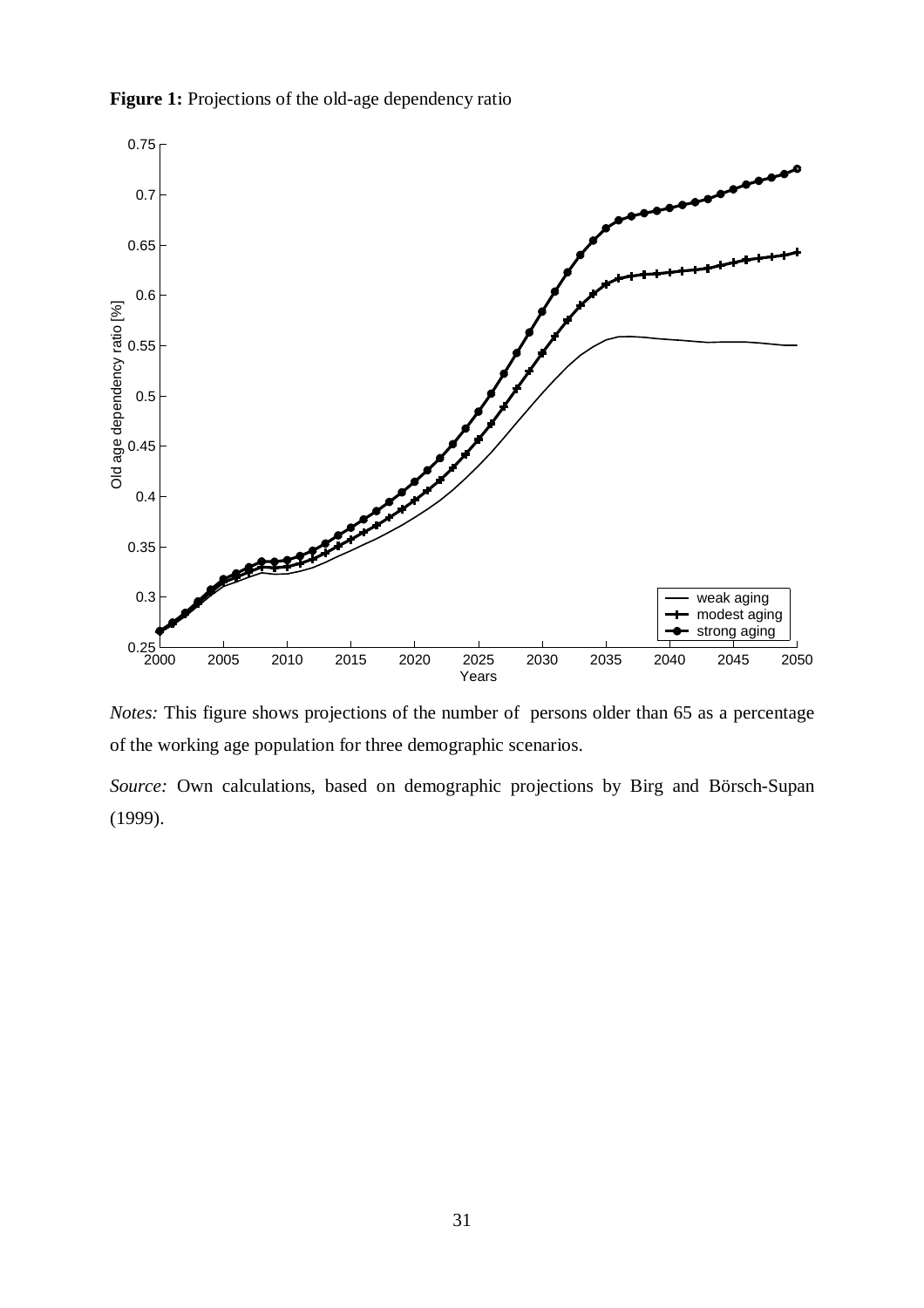**Figure 1:** Projections of the old-age dependency ratio

*Notes:* This figure shows projections of the number of persons older than 65 as a percentage of the working age population for three demographic scenarios.

*Source:* Own calculations, based on demographic projections by Birg and Börsch-Supan (1999).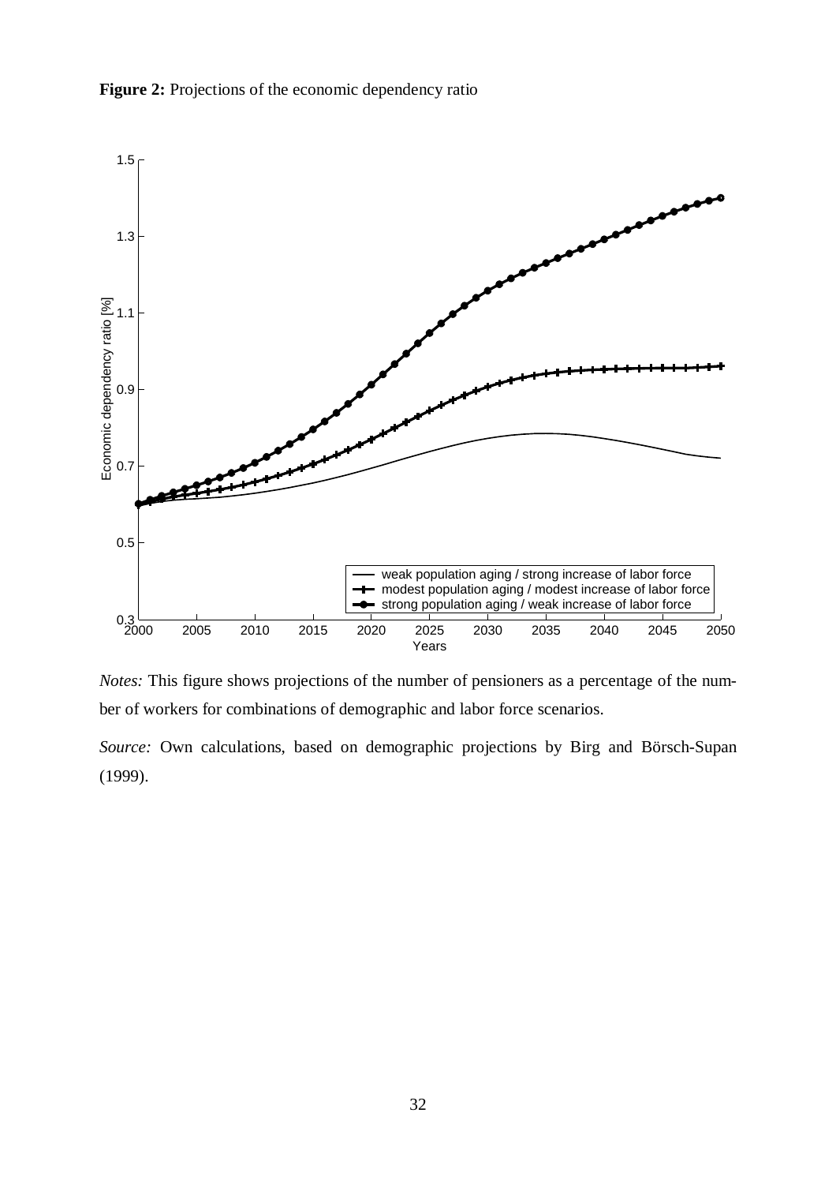**Figure 2:** Projections of the economic dependency ratio

*Notes:* This figure shows projections of the number of pensioners as a percentage of the number of workers for combinations of demographic and labor force scenarios.

*Source:* Own calculations, based on demographic projections by Birg and Börsch-Supan (1999).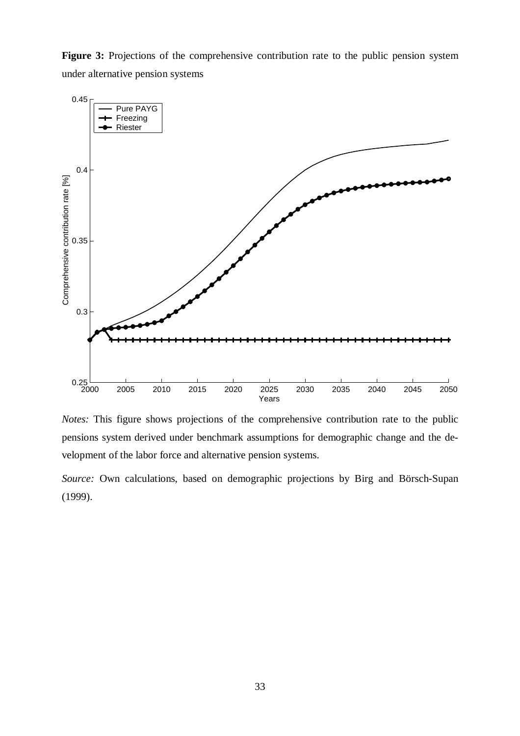**Figure 3:** Projections of the comprehensive contribution rate to the public pension system under alternative pension systems

*Notes:* This figure shows projections of the comprehensive contribution rate to the public pensions system derived under benchmark assumptions for demographic change and the development of the labor force and alternative pension systems.

*Source:* Own calculations, based on demographic projections by Birg and Börsch-Supan (1999).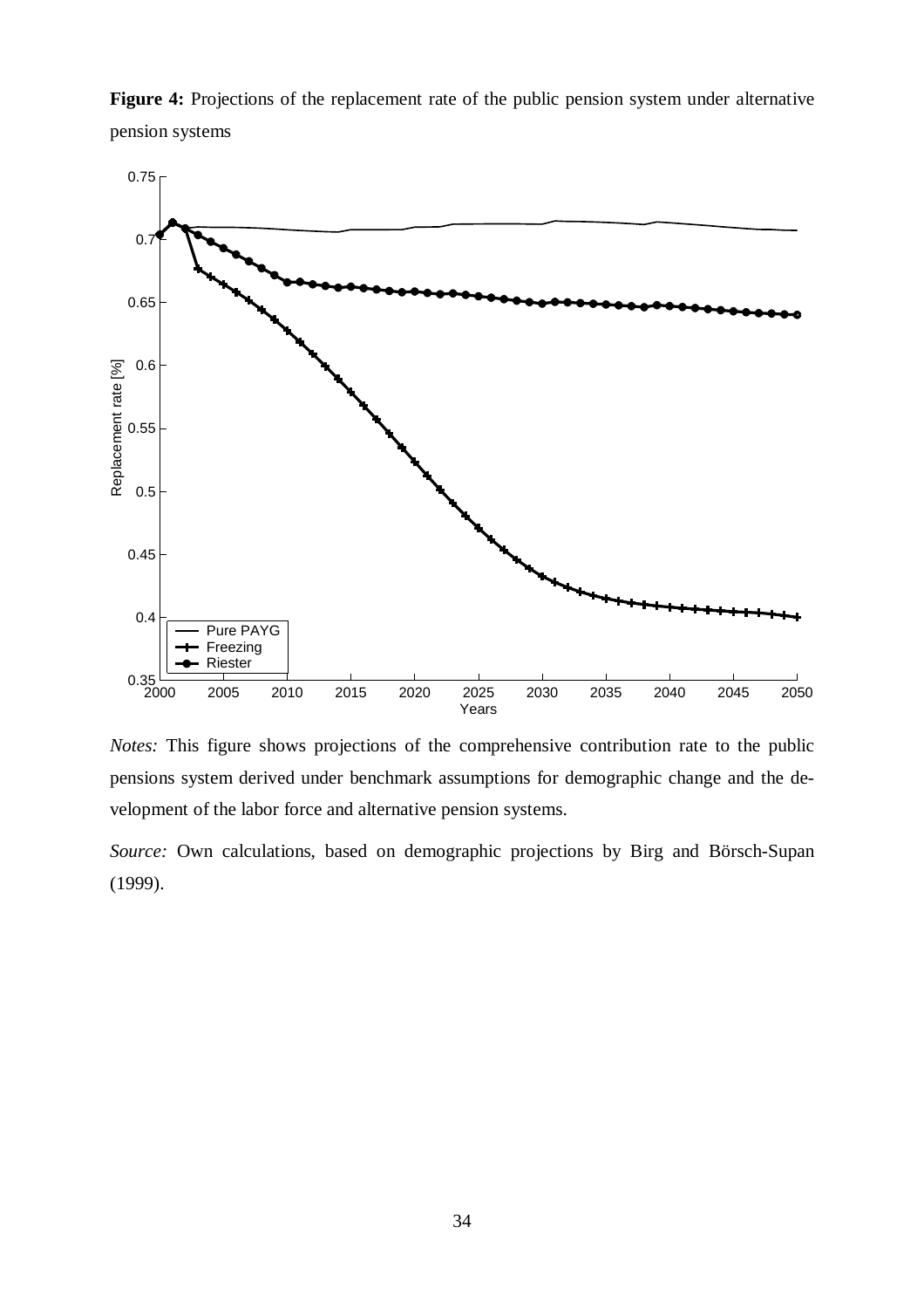**Figure 4:** Projections of the replacement rate of the public pension system under alternative pension systems

*Notes:* This figure shows projections of the comprehensive contribution rate to the public pensions system derived under benchmark assumptions for demographic change and the development of the labor force and alternative pension systems.

*Source:* Own calculations, based on demographic projections by Birg and Börsch-Supan (1999).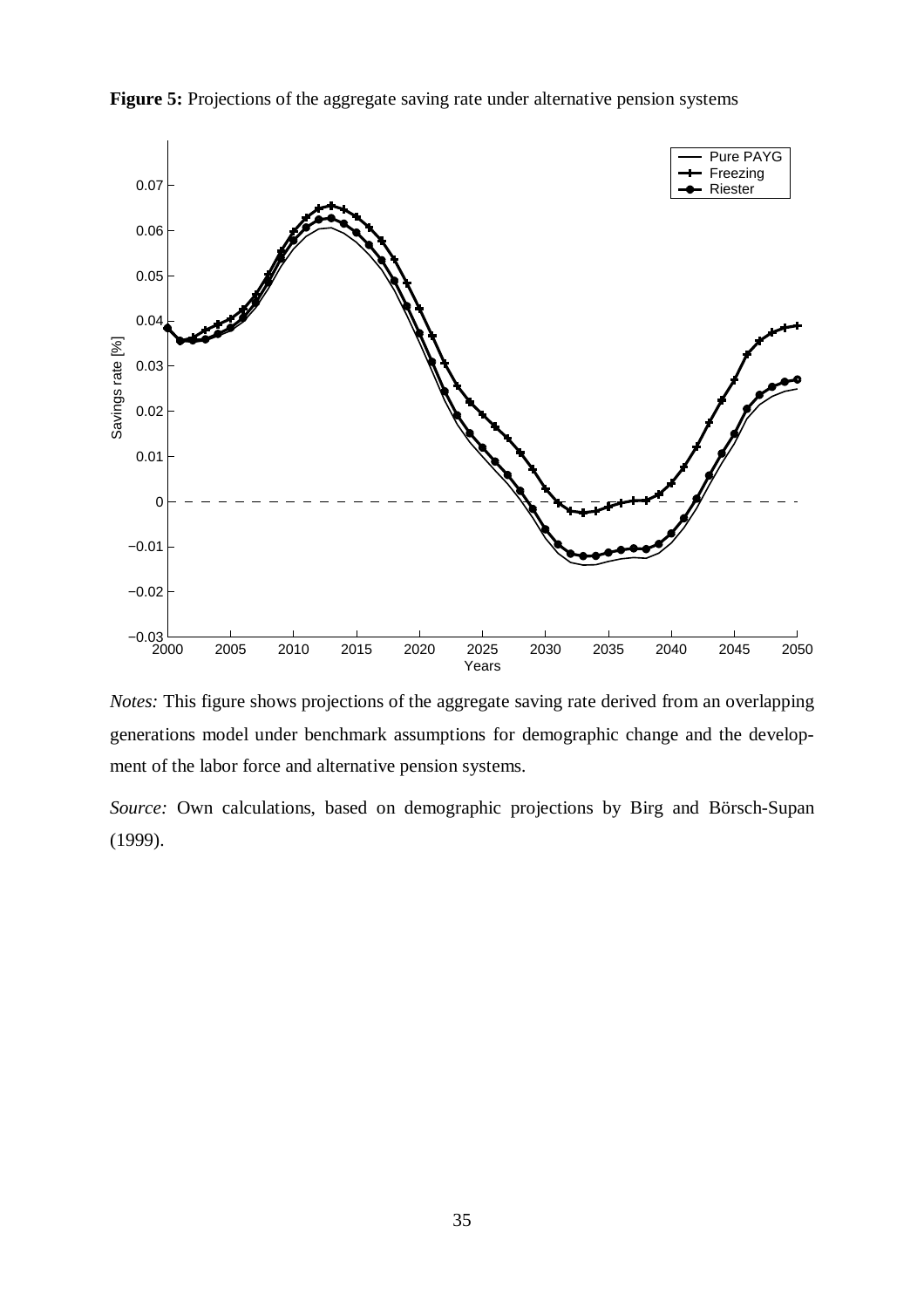**Figure 5:** Projections of the aggregate saving rate under alternative pension systems

*Notes:* This figure shows projections of the aggregate saving rate derived from an overlapping generations model under benchmark assumptions for demographic change and the development of the labor force and alternative pension systems.

*Source:* Own calculations, based on demographic projections by Birg and Börsch-Supan (1999).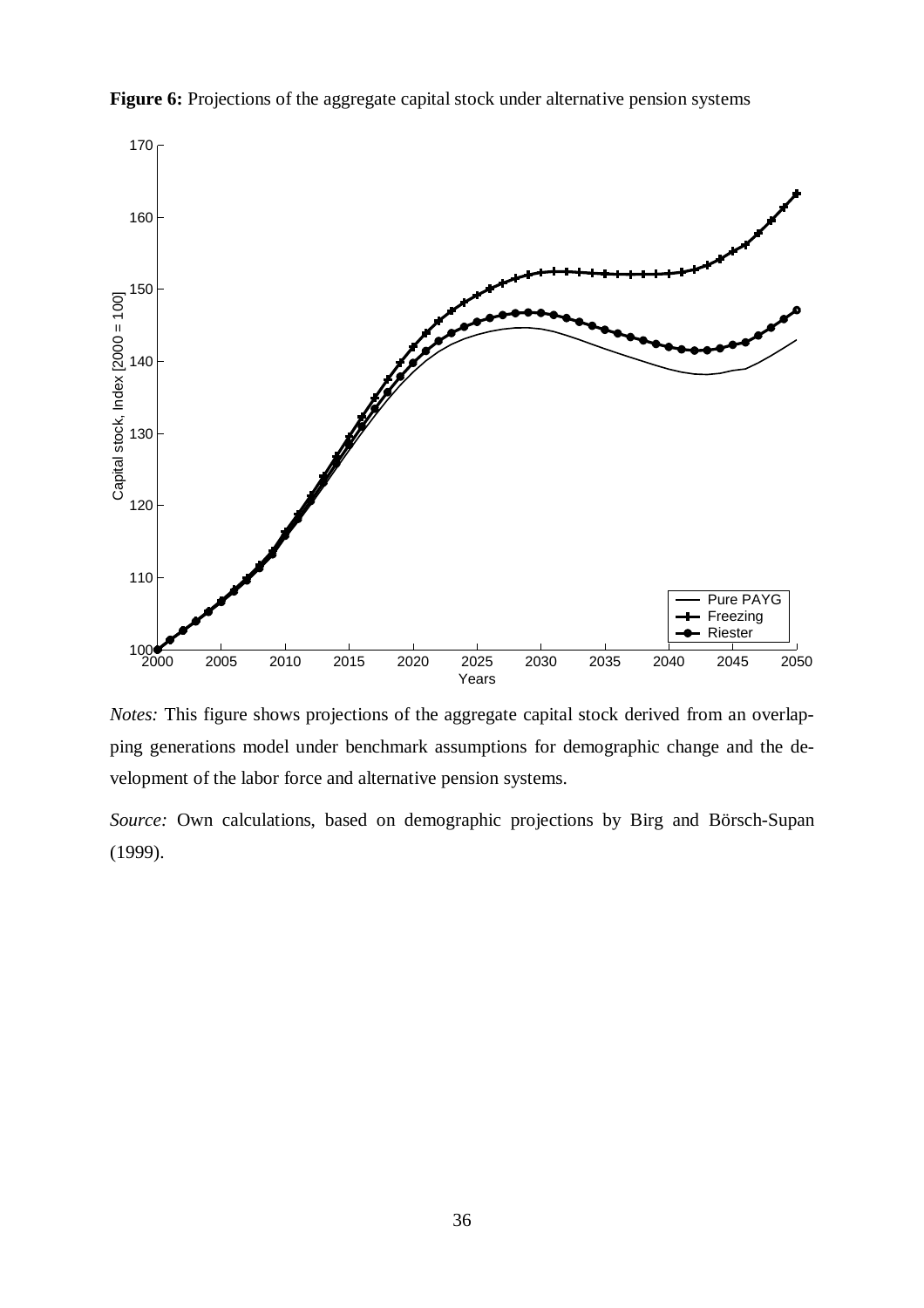**Figure 6:** Projections of the aggregate capital stock under alternative pension systems

*Notes:* This figure shows projections of the aggregate capital stock derived from an overlapping generations model under benchmark assumptions for demographic change and the development of the labor force and alternative pension systems.

*Source:* Own calculations, based on demographic projections by Birg and Börsch-Supan (1999).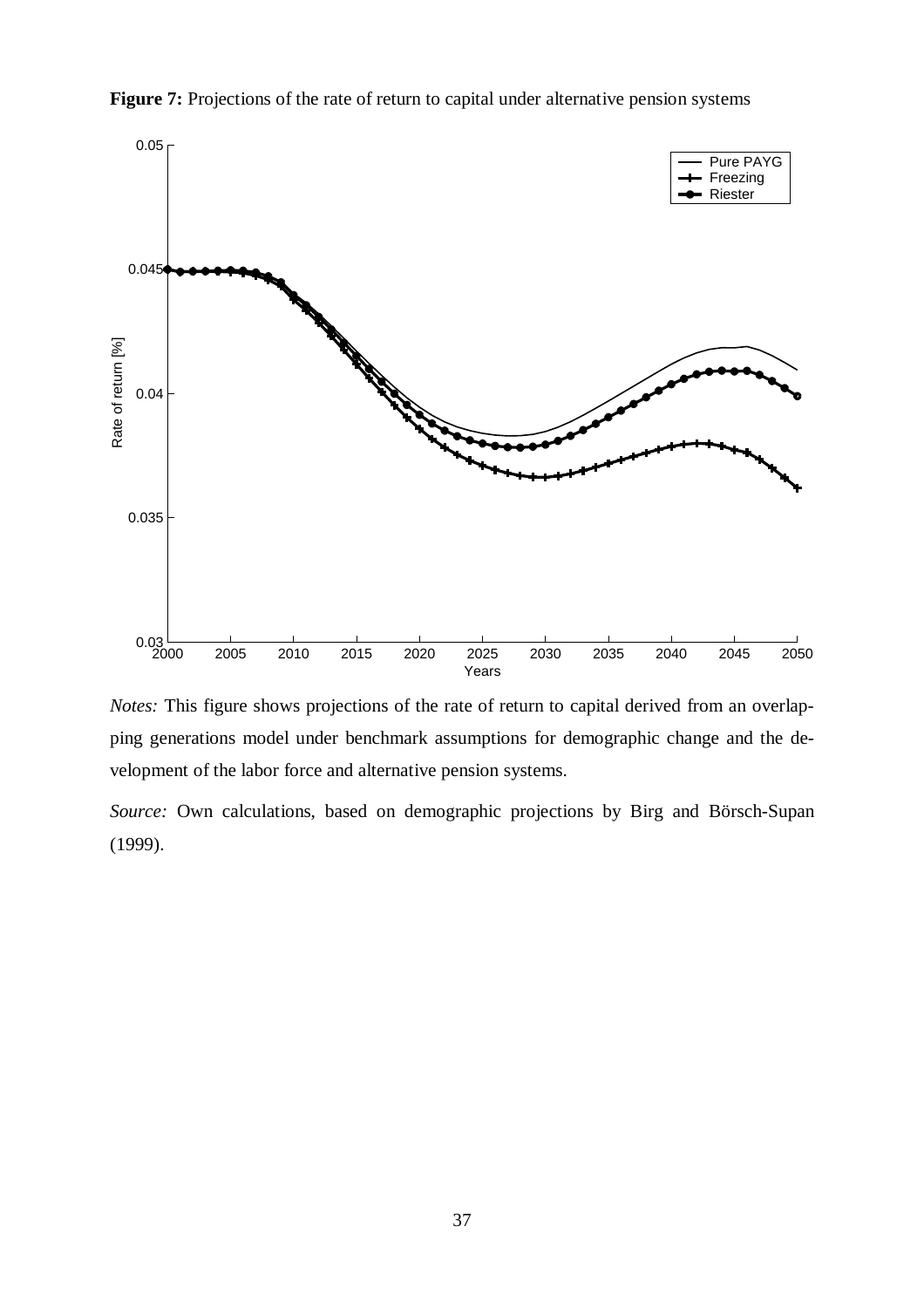**Figure 7:** Projections of the rate of return to capital under alternative pension systems

*Notes:* This figure shows projections of the rate of return to capital derived from an overlapping generations model under benchmark assumptions for demographic change and the development of the labor force and alternative pension systems.

*Source:* Own calculations, based on demographic projections by Birg and Börsch-Supan (1999).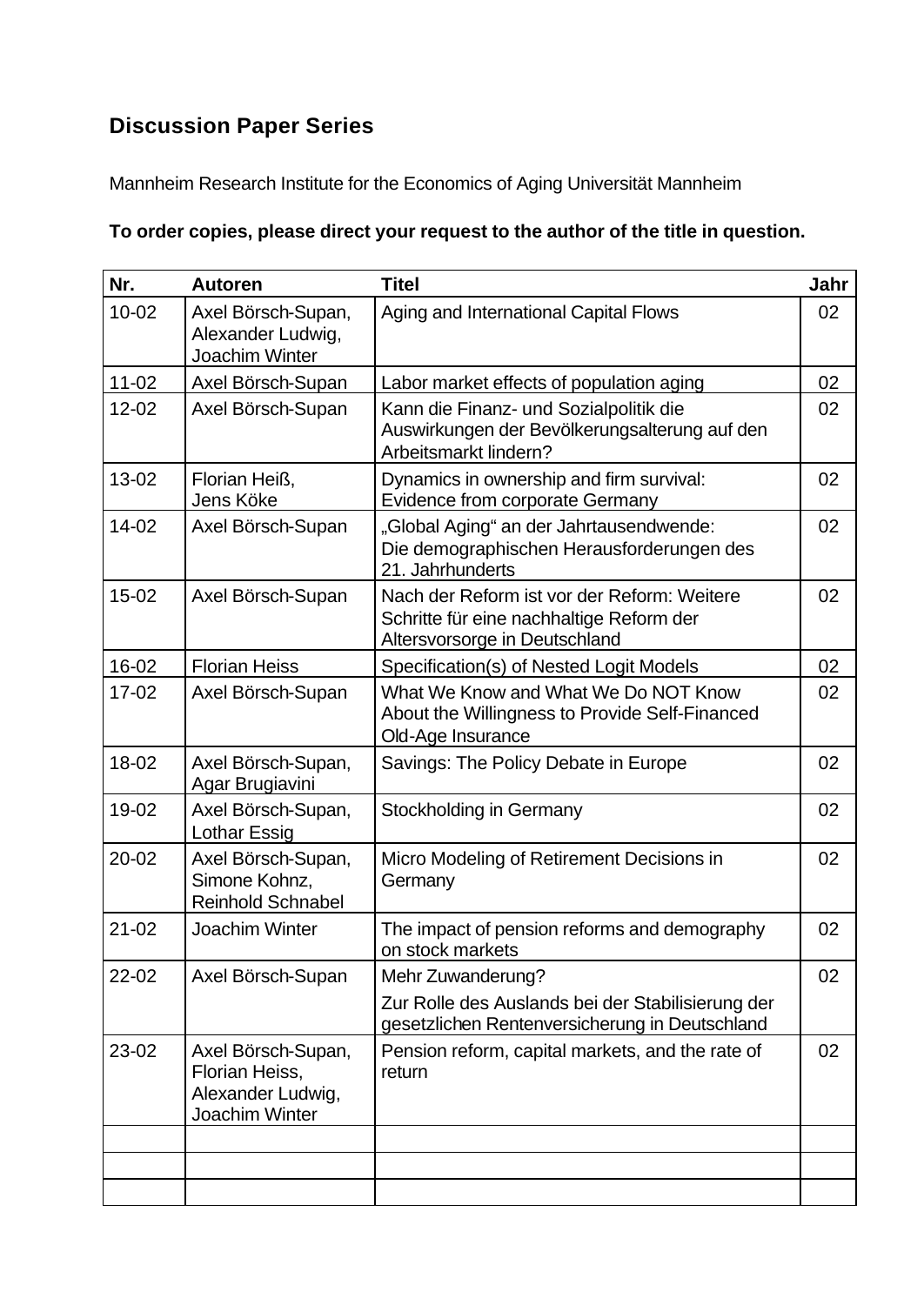## Discussion Paper Series

Mannheim Research Institute for the Economics of Aging Universität Mannheim

**To order copies, please direct your request to the author of the title in question.**

| Nr. | Autoren | Titel | Jahr |
|---|---|---|---|
| 10-02 | Axel Börsch-Supan, Alexander Ludwig, Joachim Winter | Aging and International Capital Flows | 02 |
| 11-02 | Axel Börsch-Supan | Labor market effects of population aging | 02 |
| 12-02 | Axel Börsch-Supan | Kann die Finanz- und Sozialpolitik die Auswirkungen der Bevölkerungsalterung auf den Arbeitsmarkt lindern? | 02 |
| 13-02 | Florian Heiß, Jens Köke | Dynamics in ownership and firm survival: Evidence from corporate Germany | 02 |
| 14-02 | Axel Börsch-Supan | „Global Aging" an der Jahrtausendwende: Die demographischen Herausforderungen des 21. Jahrhunderts | 02 |
| 15-02 | Axel Börsch-Supan | Nach der Reform ist vor der Reform: Weitere Schritte für eine nachhaltige Reform der Altersvorsorge in Deutschland | 02 |
| 16-02 | Florian Heiss | Specification(s) of Nested Logit Models | 02 |
| 17-02 | Axel Börsch-Supan | What We Know and What We Do NOT Know About the Willingness to Provide Self-Financed Old-Age Insurance | 02 |
| 18-02 | Axel Börsch-Supan, Agar Brugiavini | Savings: The Policy Debate in Europe | 02 |
| 19-02 | Axel Börsch-Supan, Lothar Essig | Stockholding in Germany | 02 |
| 20-02 | Axel Börsch-Supan, Simone Kohnz, Reinhold Schnabel | Micro Modeling of Retirement Decisions in Germany | 02 |
| 21-02 | Joachim Winter | The impact of pension reforms and demography on stock markets | 02 |
| 22-02 | Axel Börsch-Supan | Mehr Zuwanderung? Zur Rolle des Auslands bei der Stabilisierung der gesetzlichen Rentenversicherung in Deutschland | 02 |
| 23-02 | Axel Börsch-Supan, Florian Heiss, Alexander Ludwig, Joachim Winter | Pension reform, capital markets, and the rate of return | 02 |
| | | | |
| | | | |
| | | | |